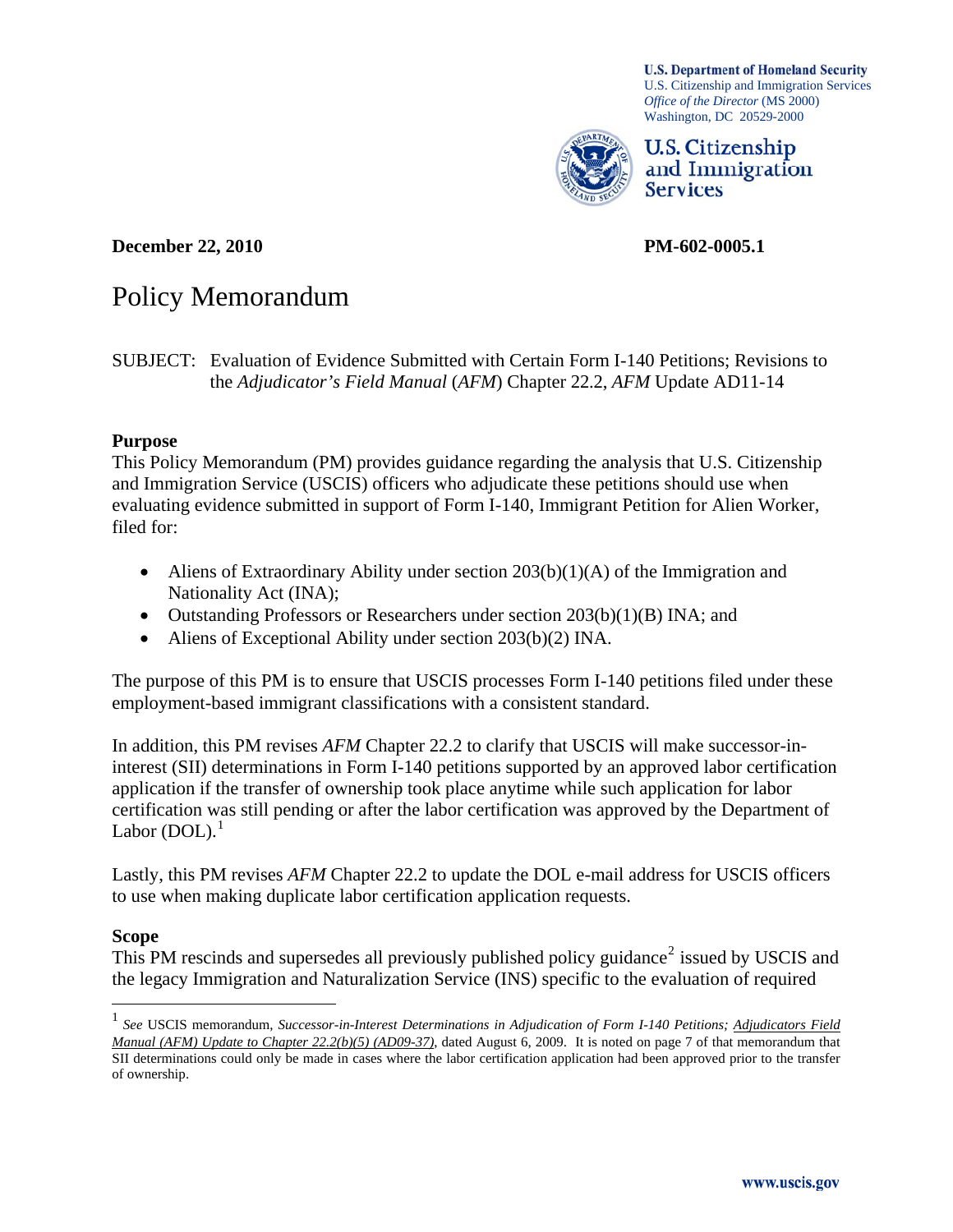U.S. Department of Homeland Security
U.S. Citizenship and Immigration Services
*Office of the Director* (MS 2000)
Washington, DC 20529-2000

U.S. Citizenship and Immigration Services

**December 22, 2010** **PM-602-0005.1**

# Policy Memorandum

SUBJECT: Evaluation of Evidence Submitted with Certain Form I-140 Petitions; Revisions to the *Adjudicator's Field Manual* (*AFM*) Chapter 22.2, *AFM* Update AD11-14

### Purpose

This Policy Memorandum (PM) provides guidance regarding the analysis that U.S. Citizenship and Immigration Service (USCIS) officers who adjudicate these petitions should use when evaluating evidence submitted in support of Form I-140, Immigrant Petition for Alien Worker, filed for:

- Aliens of Extraordinary Ability under section 203(b)(1)(A) of the Immigration and Nationality Act (INA);
- Outstanding Professors or Researchers under section 203(b)(1)(B) INA; and
- Aliens of Exceptional Ability under section 203(b)(2) INA.

The purpose of this PM is to ensure that USCIS processes Form I-140 petitions filed under these employment-based immigrant classifications with a consistent standard.

In addition, this PM revises *AFM* Chapter 22.2 to clarify that USCIS will make successor-in-interest (SII) determinations in Form I-140 petitions supported by an approved labor certification application if the transfer of ownership took place anytime while such application for labor certification was still pending or after the labor certification was approved by the Department of Labor (DOL).[1]

Lastly, this PM revises *AFM* Chapter 22.2 to update the DOL e-mail address for USCIS officers to use when making duplicate labor certification application requests.

### Scope

This PM rescinds and supersedes all previously published policy guidance[2] issued by USCIS and the legacy Immigration and Naturalization Service (INS) specific to the evaluation of required

---

[1] *See* USCIS memorandum, *Successor-in-Interest Determinations in Adjudication of Form I-140 Petitions; Adjudicators Field Manual (AFM) Update to Chapter 22.2(b)(5) (AD09-37)*, dated August 6, 2009. It is noted on page 7 of that memorandum that SII determinations could only be made in cases where the labor certification application had been approved prior to the transfer of ownership.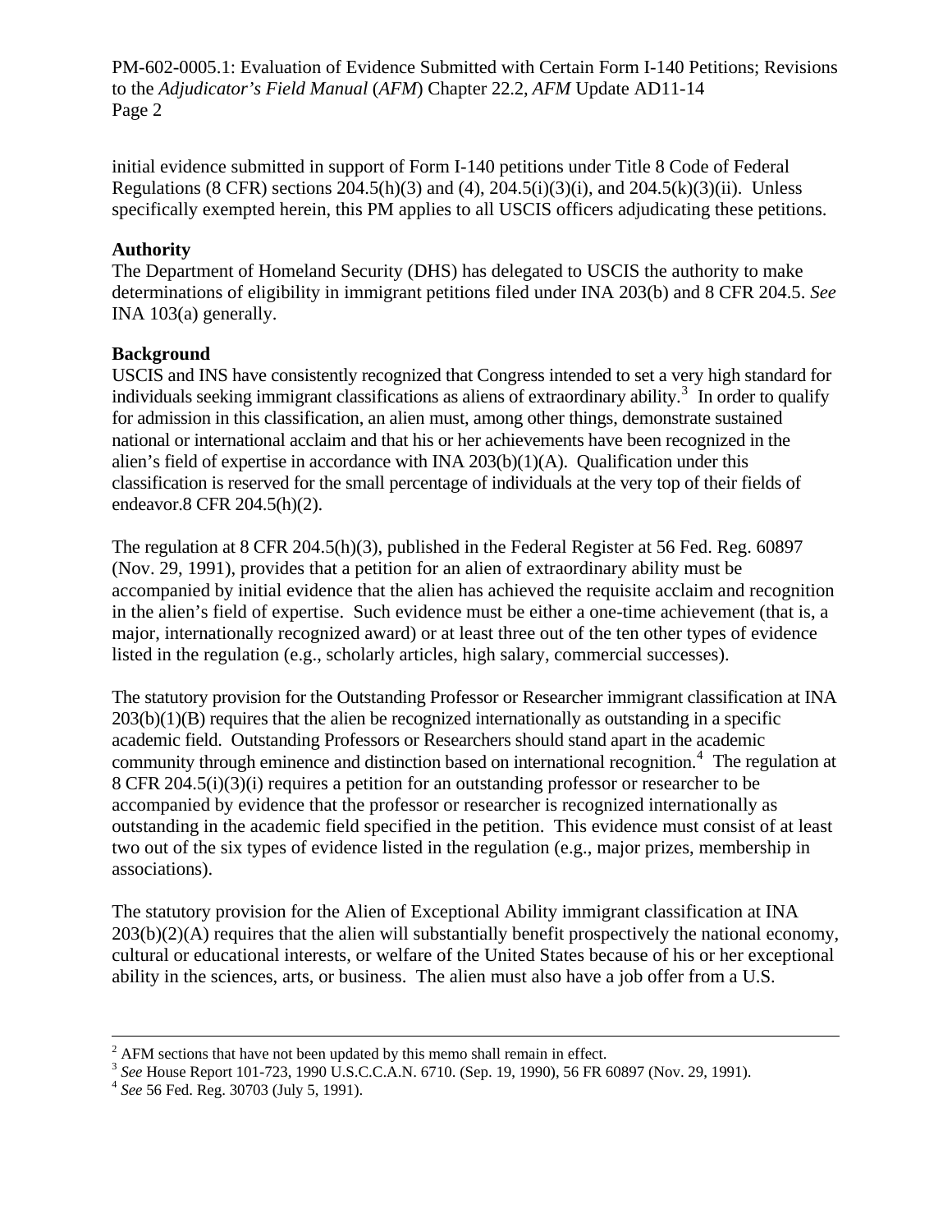initial evidence submitted in support of Form I-140 petitions under Title 8 Code of Federal Regulations (8 CFR) sections 204.5(h)(3) and (4), 204.5(i)(3)(i), and 204.5(k)(3)(ii). Unless specifically exempted herein, this PM applies to all USCIS officers adjudicating these petitions.

**Authority**

The Department of Homeland Security (DHS) has delegated to USCIS the authority to make determinations of eligibility in immigrant petitions filed under INA 203(b) and 8 CFR 204.5. *See* INA 103(a) generally.

**Background**

USCIS and INS have consistently recognized that Congress intended to set a very high standard for individuals seeking immigrant classifications as aliens of extraordinary ability.[3] In order to qualify for admission in this classification, an alien must, among other things, demonstrate sustained national or international acclaim and that his or her achievements have been recognized in the alien's field of expertise in accordance with INA 203(b)(1)(A). Qualification under this classification is reserved for the small percentage of individuals at the very top of their fields of endeavor.8 CFR 204.5(h)(2).

The regulation at 8 CFR 204.5(h)(3), published in the Federal Register at 56 Fed. Reg. 60897 (Nov. 29, 1991), provides that a petition for an alien of extraordinary ability must be accompanied by initial evidence that the alien has achieved the requisite acclaim and recognition in the alien's field of expertise. Such evidence must be either a one-time achievement (that is, a major, internationally recognized award) or at least three out of the ten other types of evidence listed in the regulation (e.g., scholarly articles, high salary, commercial successes).

The statutory provision for the Outstanding Professor or Researcher immigrant classification at INA 203(b)(1)(B) requires that the alien be recognized internationally as outstanding in a specific academic field. Outstanding Professors or Researchers should stand apart in the academic community through eminence and distinction based on international recognition.[4] The regulation at 8 CFR 204.5(i)(3)(i) requires a petition for an outstanding professor or researcher to be accompanied by evidence that the professor or researcher is recognized internationally as outstanding in the academic field specified in the petition. This evidence must consist of at least two out of the six types of evidence listed in the regulation (e.g., major prizes, membership in associations).

The statutory provision for the Alien of Exceptional Ability immigrant classification at INA 203(b)(2)(A) requires that the alien will substantially benefit prospectively the national economy, cultural or educational interests, or welfare of the United States because of his or her exceptional ability in the sciences, arts, or business. The alien must also have a job offer from a U.S.

---

[2] AFM sections that have not been updated by this memo shall remain in effect.

[3] *See* House Report 101-723, 1990 U.S.C.C.A.N. 6710. (Sep. 19, 1990), 56 FR 60897 (Nov. 29, 1991).

[4] *See* 56 Fed. Reg. 30703 (July 5, 1991).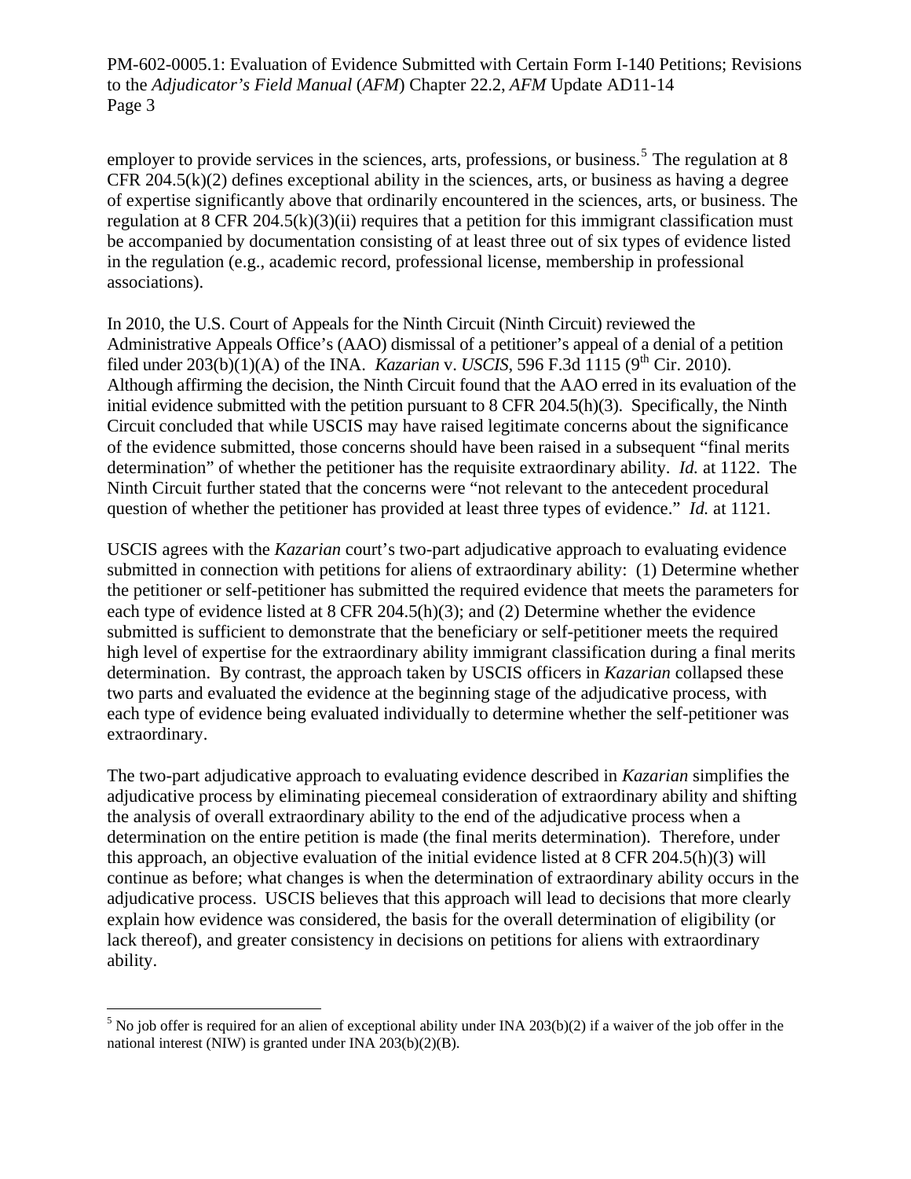employer to provide services in the sciences, arts, professions, or business.[5] The regulation at 8 CFR 204.5(k)(2) defines exceptional ability in the sciences, arts, or business as having a degree of expertise significantly above that ordinarily encountered in the sciences, arts, or business. The regulation at 8 CFR 204.5(k)(3)(ii) requires that a petition for this immigrant classification must be accompanied by documentation consisting of at least three out of six types of evidence listed in the regulation (e.g., academic record, professional license, membership in professional associations).

In 2010, the U.S. Court of Appeals for the Ninth Circuit (Ninth Circuit) reviewed the Administrative Appeals Office's (AAO) dismissal of a petitioner's appeal of a denial of a petition filed under 203(b)(1)(A) of the INA. *Kazarian* v. *USCIS*, 596 F.3d 1115 (9th Cir. 2010). Although affirming the decision, the Ninth Circuit found that the AAO erred in its evaluation of the initial evidence submitted with the petition pursuant to 8 CFR 204.5(h)(3). Specifically, the Ninth Circuit concluded that while USCIS may have raised legitimate concerns about the significance of the evidence submitted, those concerns should have been raised in a subsequent "final merits determination" of whether the petitioner has the requisite extraordinary ability. *Id.* at 1122. The Ninth Circuit further stated that the concerns were "not relevant to the antecedent procedural question of whether the petitioner has provided at least three types of evidence." *Id.* at 1121.

USCIS agrees with the *Kazarian* court's two-part adjudicative approach to evaluating evidence submitted in connection with petitions for aliens of extraordinary ability: (1) Determine whether the petitioner or self-petitioner has submitted the required evidence that meets the parameters for each type of evidence listed at 8 CFR 204.5(h)(3); and (2) Determine whether the evidence submitted is sufficient to demonstrate that the beneficiary or self-petitioner meets the required high level of expertise for the extraordinary ability immigrant classification during a final merits determination. By contrast, the approach taken by USCIS officers in *Kazarian* collapsed these two parts and evaluated the evidence at the beginning stage of the adjudicative process, with each type of evidence being evaluated individually to determine whether the self-petitioner was extraordinary.

The two-part adjudicative approach to evaluating evidence described in *Kazarian* simplifies the adjudicative process by eliminating piecemeal consideration of extraordinary ability and shifting the analysis of overall extraordinary ability to the end of the adjudicative process when a determination on the entire petition is made (the final merits determination). Therefore, under this approach, an objective evaluation of the initial evidence listed at 8 CFR 204.5(h)(3) will continue as before; what changes is when the determination of extraordinary ability occurs in the adjudicative process. USCIS believes that this approach will lead to decisions that more clearly explain how evidence was considered, the basis for the overall determination of eligibility (or lack thereof), and greater consistency in decisions on petitions for aliens with extraordinary ability.

[5] No job offer is required for an alien of exceptional ability under INA 203(b)(2) if a waiver of the job offer in the national interest (NIW) is granted under INA 203(b)(2)(B).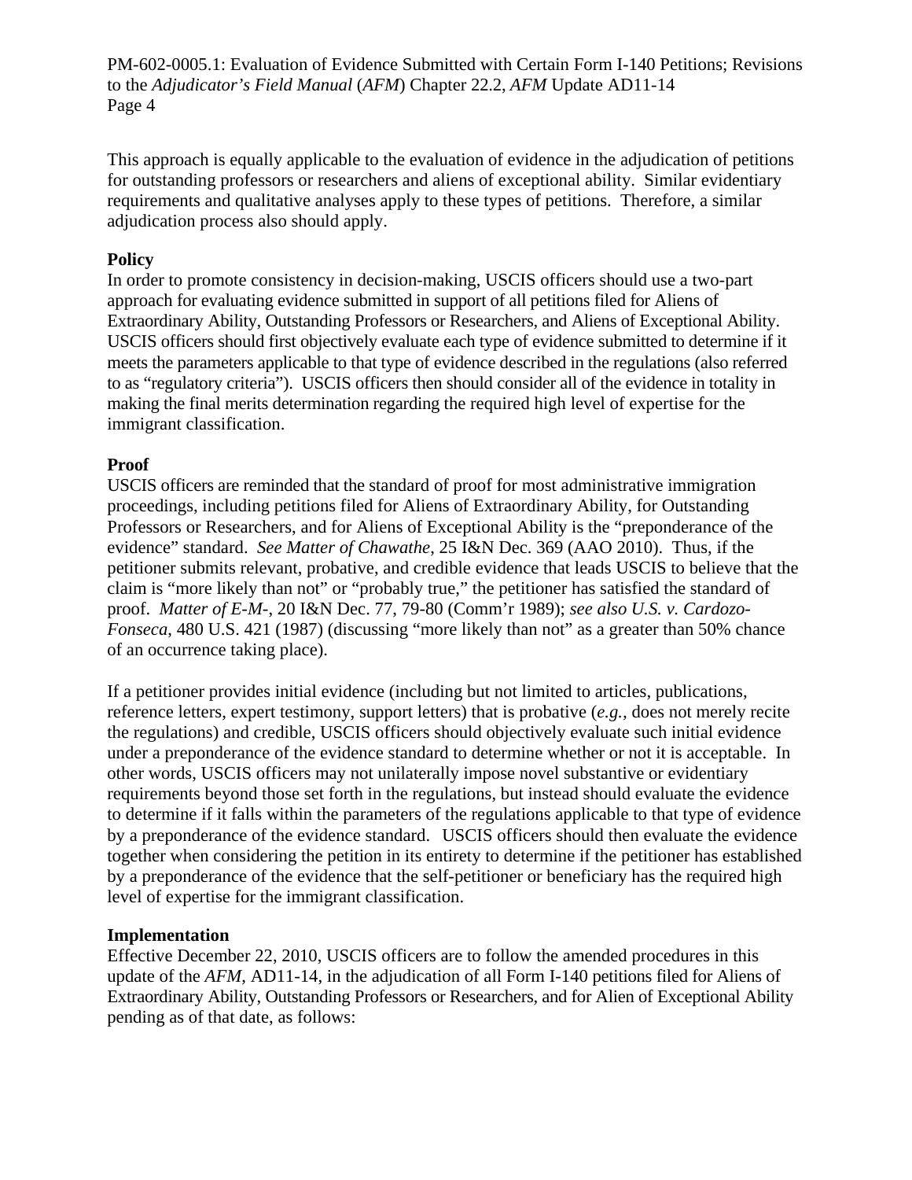This approach is equally applicable to the evaluation of evidence in the adjudication of petitions for outstanding professors or researchers and aliens of exceptional ability. Similar evidentiary requirements and qualitative analyses apply to these types of petitions. Therefore, a similar adjudication process also should apply.

**Policy**

In order to promote consistency in decision-making, USCIS officers should use a two-part approach for evaluating evidence submitted in support of all petitions filed for Aliens of Extraordinary Ability, Outstanding Professors or Researchers, and Aliens of Exceptional Ability. USCIS officers should first objectively evaluate each type of evidence submitted to determine if it meets the parameters applicable to that type of evidence described in the regulations (also referred to as "regulatory criteria"). USCIS officers then should consider all of the evidence in totality in making the final merits determination regarding the required high level of expertise for the immigrant classification.

**Proof**

USCIS officers are reminded that the standard of proof for most administrative immigration proceedings, including petitions filed for Aliens of Extraordinary Ability, for Outstanding Professors or Researchers, and for Aliens of Exceptional Ability is the "preponderance of the evidence" standard. *See Matter of Chawathe*, 25 I&N Dec. 369 (AAO 2010). Thus, if the petitioner submits relevant, probative, and credible evidence that leads USCIS to believe that the claim is "more likely than not" or "probably true," the petitioner has satisfied the standard of proof. *Matter of E-M-*, 20 I&N Dec. 77, 79-80 (Comm'r 1989); *see also U.S. v. Cardozo-Fonseca*, 480 U.S. 421 (1987) (discussing "more likely than not" as a greater than 50% chance of an occurrence taking place).

If a petitioner provides initial evidence (including but not limited to articles, publications, reference letters, expert testimony, support letters) that is probative (*e.g.*, does not merely recite the regulations) and credible, USCIS officers should objectively evaluate such initial evidence under a preponderance of the evidence standard to determine whether or not it is acceptable. In other words, USCIS officers may not unilaterally impose novel substantive or evidentiary requirements beyond those set forth in the regulations, but instead should evaluate the evidence to determine if it falls within the parameters of the regulations applicable to that type of evidence by a preponderance of the evidence standard. USCIS officers should then evaluate the evidence together when considering the petition in its entirety to determine if the petitioner has established by a preponderance of the evidence that the self-petitioner or beneficiary has the required high level of expertise for the immigrant classification.

**Implementation**

Effective December 22, 2010, USCIS officers are to follow the amended procedures in this update of the *AFM*, AD11-14, in the adjudication of all Form I-140 petitions filed for Aliens of Extraordinary Ability, Outstanding Professors or Researchers, and for Alien of Exceptional Ability pending as of that date, as follows: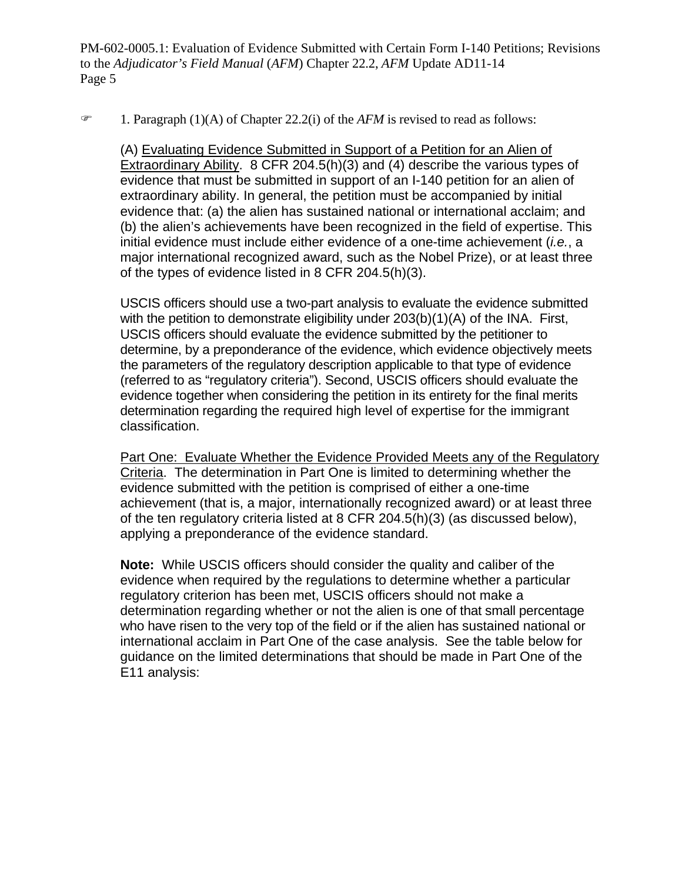☞ 1. Paragraph (1)(A) of Chapter 22.2(i) of the *AFM* is revised to read as follows:

(A) Evaluating Evidence Submitted in Support of a Petition for an Alien of Extraordinary Ability. 8 CFR 204.5(h)(3) and (4) describe the various types of evidence that must be submitted in support of an I-140 petition for an alien of extraordinary ability. In general, the petition must be accompanied by initial evidence that: (a) the alien has sustained national or international acclaim; and (b) the alien's achievements have been recognized in the field of expertise. This initial evidence must include either evidence of a one-time achievement (*i.e.*, a major international recognized award, such as the Nobel Prize), or at least three of the types of evidence listed in 8 CFR 204.5(h)(3).

USCIS officers should use a two-part analysis to evaluate the evidence submitted with the petition to demonstrate eligibility under 203(b)(1)(A) of the INA. First, USCIS officers should evaluate the evidence submitted by the petitioner to determine, by a preponderance of the evidence, which evidence objectively meets the parameters of the regulatory description applicable to that type of evidence (referred to as "regulatory criteria"). Second, USCIS officers should evaluate the evidence together when considering the petition in its entirety for the final merits determination regarding the required high level of expertise for the immigrant classification.

Part One: Evaluate Whether the Evidence Provided Meets any of the Regulatory Criteria. The determination in Part One is limited to determining whether the evidence submitted with the petition is comprised of either a one-time achievement (that is, a major, internationally recognized award) or at least three of the ten regulatory criteria listed at 8 CFR 204.5(h)(3) (as discussed below), applying a preponderance of the evidence standard.

**Note:** While USCIS officers should consider the quality and caliber of the evidence when required by the regulations to determine whether a particular regulatory criterion has been met, USCIS officers should not make a determination regarding whether or not the alien is one of that small percentage who have risen to the very top of the field or if the alien has sustained national or international acclaim in Part One of the case analysis. See the table below for guidance on the limited determinations that should be made in Part One of the E11 analysis: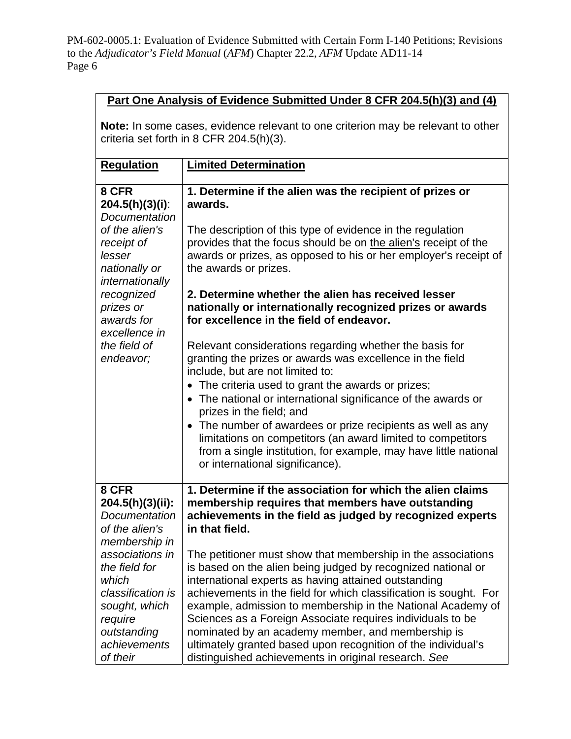**Part One Analysis of Evidence Submitted Under 8 CFR 204.5(h)(3) and (4)**

**Note:** In some cases, evidence relevant to one criterion may be relevant to other criteria set forth in 8 CFR 204.5(h)(3).

| **Regulation** | **Limited Determination** |
|---|---|
| **8 CFR 204.5(h)(3)(i)**: *Documentation of the alien's receipt of lesser nationally or internationally recognized prizes or awards for excellence in the field of endeavor;* | **1. Determine if the alien was the recipient of prizes or awards.**<br><br>The description of this type of evidence in the regulation provides that the focus should be on the alien's receipt of the awards or prizes, as opposed to his or her employer's receipt of the awards or prizes.<br><br>**2. Determine whether the alien has received lesser nationally or internationally recognized prizes or awards for excellence in the field of endeavor.**<br><br>Relevant considerations regarding whether the basis for granting the prizes or awards was excellence in the field include, but are not limited to:<br>• The criteria used to grant the awards or prizes;<br>• The national or international significance of the awards or prizes in the field; and<br>• The number of awardees or prize recipients as well as any limitations on competitors (an award limited to competitors from a single institution, for example, may have little national or international significance). |
| **8 CFR 204.5(h)(3)(ii):** *Documentation of the alien's membership in associations in the field for which classification is sought, which require outstanding achievements of their* | **1. Determine if the association for which the alien claims membership requires that members have outstanding achievements in the field as judged by recognized experts in that field.**<br><br>The petitioner must show that membership in the associations is based on the alien being judged by recognized national or international experts as having attained outstanding achievements in the field for which classification is sought. For example, admission to membership in the National Academy of Sciences as a Foreign Associate requires individuals to be nominated by an academy member, and membership is ultimately granted based upon recognition of the individual's distinguished achievements in original research. *See* |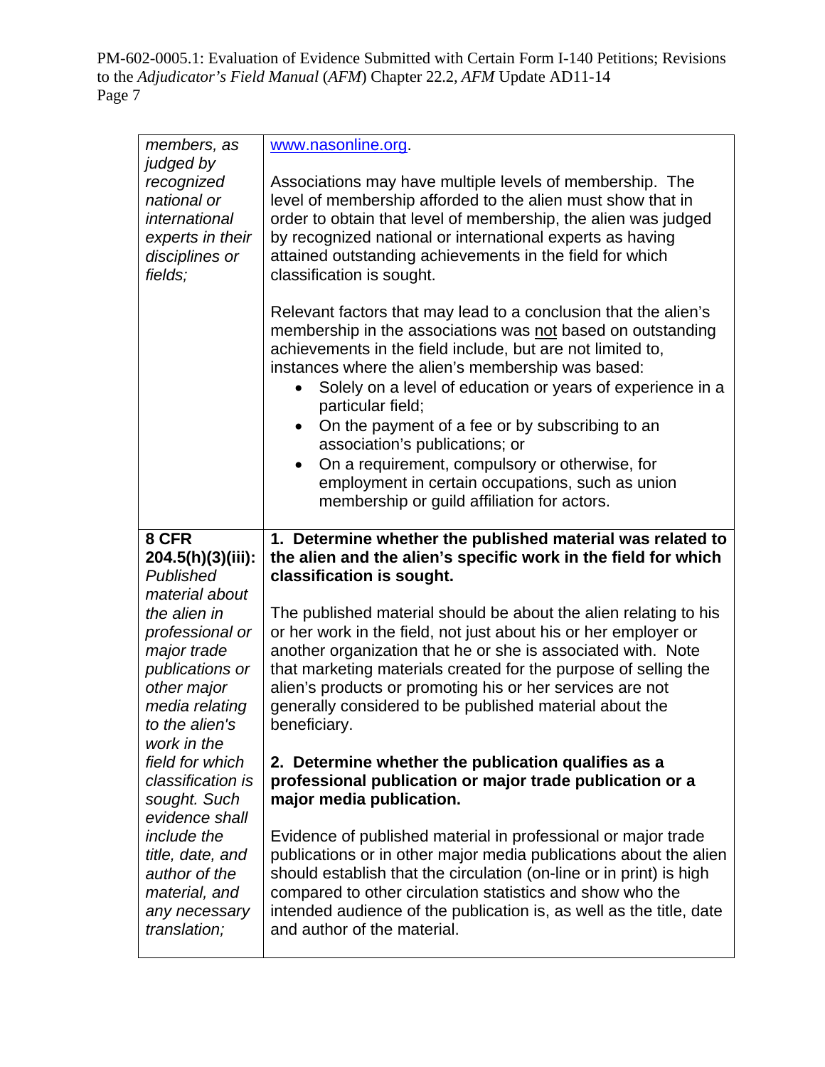| | |
|---|---|
| *members, as judged by recognized national or international experts in their disciplines or fields;* | www.nasonline.org.<br><br>Associations may have multiple levels of membership. The level of membership afforded to the alien must show that in order to obtain that level of membership, the alien was judged by recognized national or international experts as having attained outstanding achievements in the field for which classification is sought.<br><br>Relevant factors that may lead to a conclusion that the alien's membership in the associations was <u>not</u> based on outstanding achievements in the field include, but are not limited to, instances where the alien's membership was based:<br>• Solely on a level of education or years of experience in a particular field;<br>• On the payment of a fee or by subscribing to an association's publications; or<br>• On a requirement, compulsory or otherwise, for employment in certain occupations, such as union membership or guild affiliation for actors. |
| **8 CFR 204.5(h)(3)(iii):** *Published material about the alien in professional or major trade publications or other major media relating to the alien's work in the field for which classification is sought. Such evidence shall include the title, date, and author of the material, and any necessary translation;* | **1. Determine whether the published material was related to the alien and the alien's specific work in the field for which classification is sought.**<br><br>The published material should be about the alien relating to his or her work in the field, not just about his or her employer or another organization that he or she is associated with. Note that marketing materials created for the purpose of selling the alien's products or promoting his or her services are not generally considered to be published material about the beneficiary.<br><br>**2. Determine whether the publication qualifies as a professional publication or major trade publication or a major media publication.**<br><br>Evidence of published material in professional or major trade publications or in other major media publications about the alien should establish that the circulation (on-line or in print) is high compared to other circulation statistics and show who the intended audience of the publication is, as well as the title, date and author of the material. |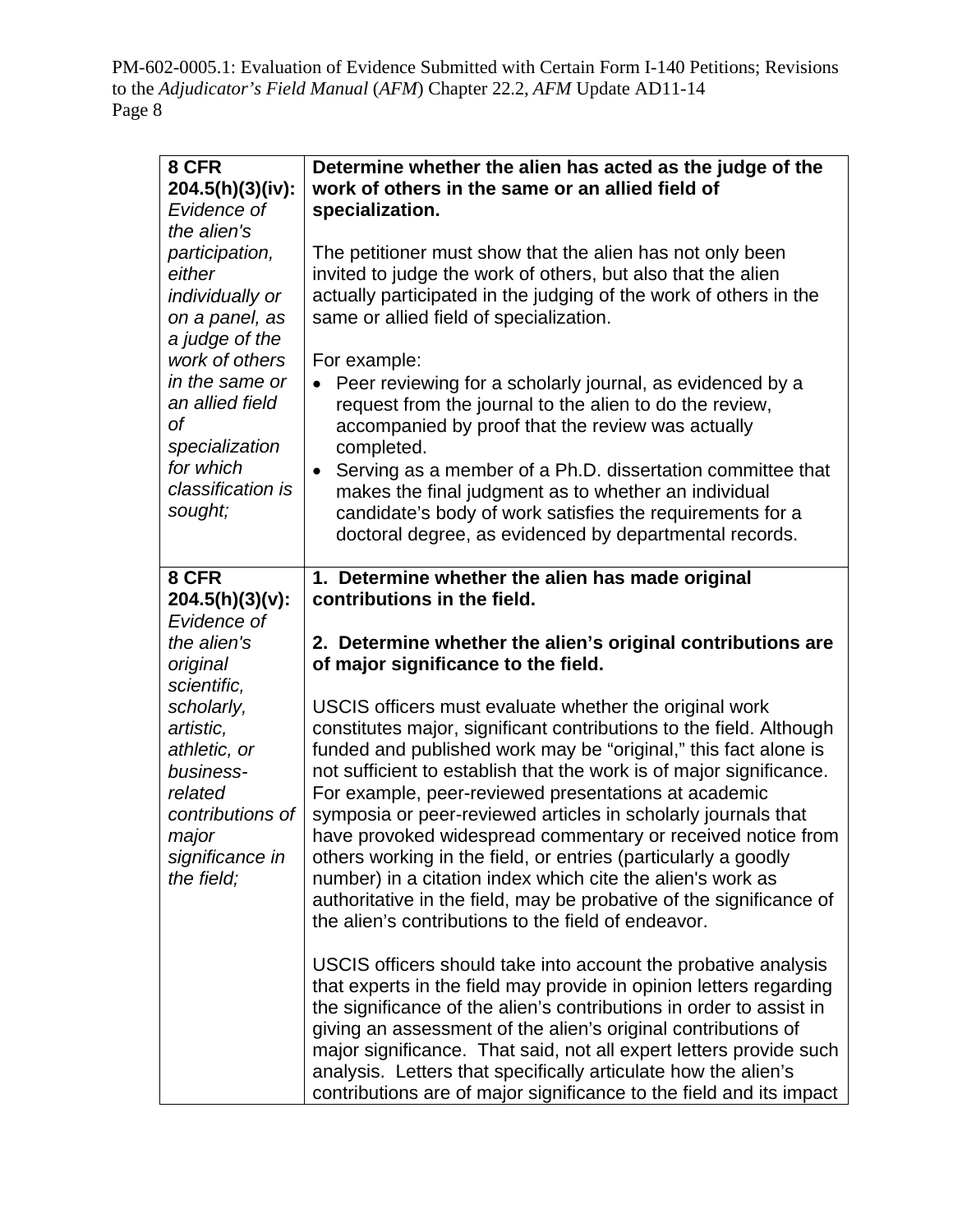| | |
|---|---|
| **8 CFR 204.5(h)(3)(iv):** *Evidence of the alien's participation, either individually or on a panel, as a judge of the work of others in the same or an allied field of specialization for which classification is sought;* | **Determine whether the alien has acted as the judge of the work of others in the same or an allied field of specialization.**<br><br>The petitioner must show that the alien has not only been invited to judge the work of others, but also that the alien actually participated in the judging of the work of others in the same or allied field of specialization.<br><br>For example:<br>• Peer reviewing for a scholarly journal, as evidenced by a request from the journal to the alien to do the review, accompanied by proof that the review was actually completed.<br>• Serving as a member of a Ph.D. dissertation committee that makes the final judgment as to whether an individual candidate's body of work satisfies the requirements for a doctoral degree, as evidenced by departmental records. |
| **8 CFR 204.5(h)(3)(v):** *Evidence of the alien's original scientific, scholarly, artistic, athletic, or business-related contributions of major significance in the field;* | **1. Determine whether the alien has made original contributions in the field.**<br><br>**2. Determine whether the alien's original contributions are of major significance to the field.**<br><br>USCIS officers must evaluate whether the original work constitutes major, significant contributions to the field. Although funded and published work may be "original," this fact alone is not sufficient to establish that the work is of major significance. For example, peer-reviewed presentations at academic symposia or peer-reviewed articles in scholarly journals that have provoked widespread commentary or received notice from others working in the field, or entries (particularly a goodly number) in a citation index which cite the alien's work as authoritative in the field, may be probative of the significance of the alien's contributions to the field of endeavor.<br><br>USCIS officers should take into account the probative analysis that experts in the field may provide in opinion letters regarding the significance of the alien's contributions in order to assist in giving an assessment of the alien's original contributions of major significance. That said, not all expert letters provide such analysis. Letters that specifically articulate how the alien's contributions are of major significance to the field and its impact |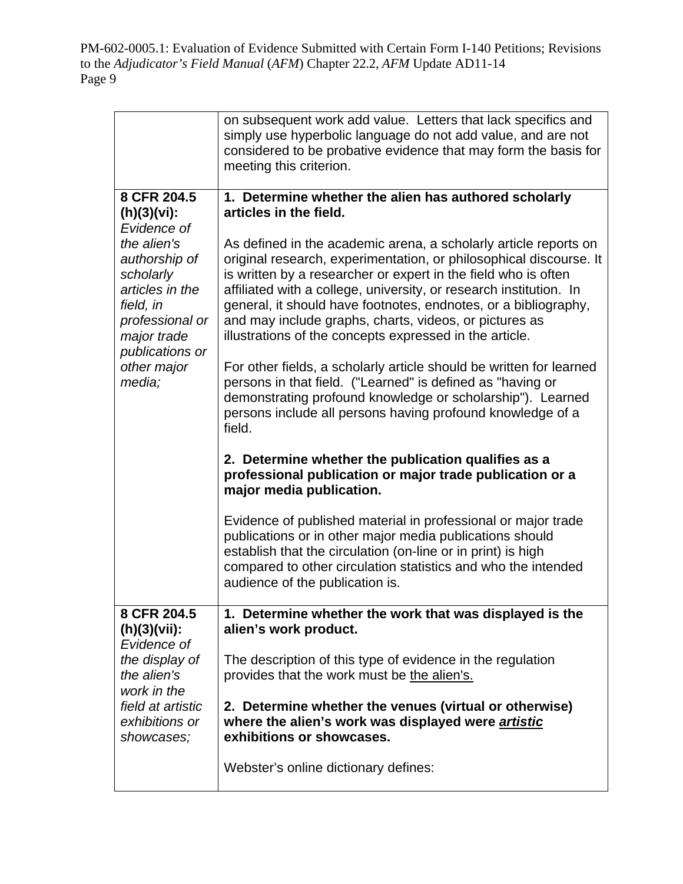| | |
|---|---|
| | on subsequent work add value. Letters that lack specifics and simply use hyperbolic language do not add value, and are not considered to be probative evidence that may form the basis for meeting this criterion. |
| **8 CFR 204.5 (h)(3)(vi):** *Evidence of the alien's authorship of scholarly articles in the field, in professional or major trade publications or other major media;* | **1. Determine whether the alien has authored scholarly articles in the field.**<br><br>As defined in the academic arena, a scholarly article reports on original research, experimentation, or philosophical discourse. It is written by a researcher or expert in the field who is often affiliated with a college, university, or research institution. In general, it should have footnotes, endnotes, or a bibliography, and may include graphs, charts, videos, or pictures as illustrations of the concepts expressed in the article.<br><br>For other fields, a scholarly article should be written for learned persons in that field. ("Learned" is defined as "having or demonstrating profound knowledge or scholarship"). Learned persons include all persons having profound knowledge of a field.<br><br>**2. Determine whether the publication qualifies as a professional publication or major trade publication or a major media publication.**<br><br>Evidence of published material in professional or major trade publications or in other major media publications should establish that the circulation (on-line or in print) is high compared to other circulation statistics and who the intended audience of the publication is. |
| **8 CFR 204.5 (h)(3)(vii):** *Evidence of the display of the alien's work in the field at artistic exhibitions or showcases;* | **1. Determine whether the work that was displayed is the alien's work product.**<br><br>The description of this type of evidence in the regulation provides that the work must be <u>the alien's.</u><br><br>**2. Determine whether the venues (virtual or otherwise) where the alien's work was displayed were <u>*artistic*</u> exhibitions or showcases.**<br><br>Webster's online dictionary defines: |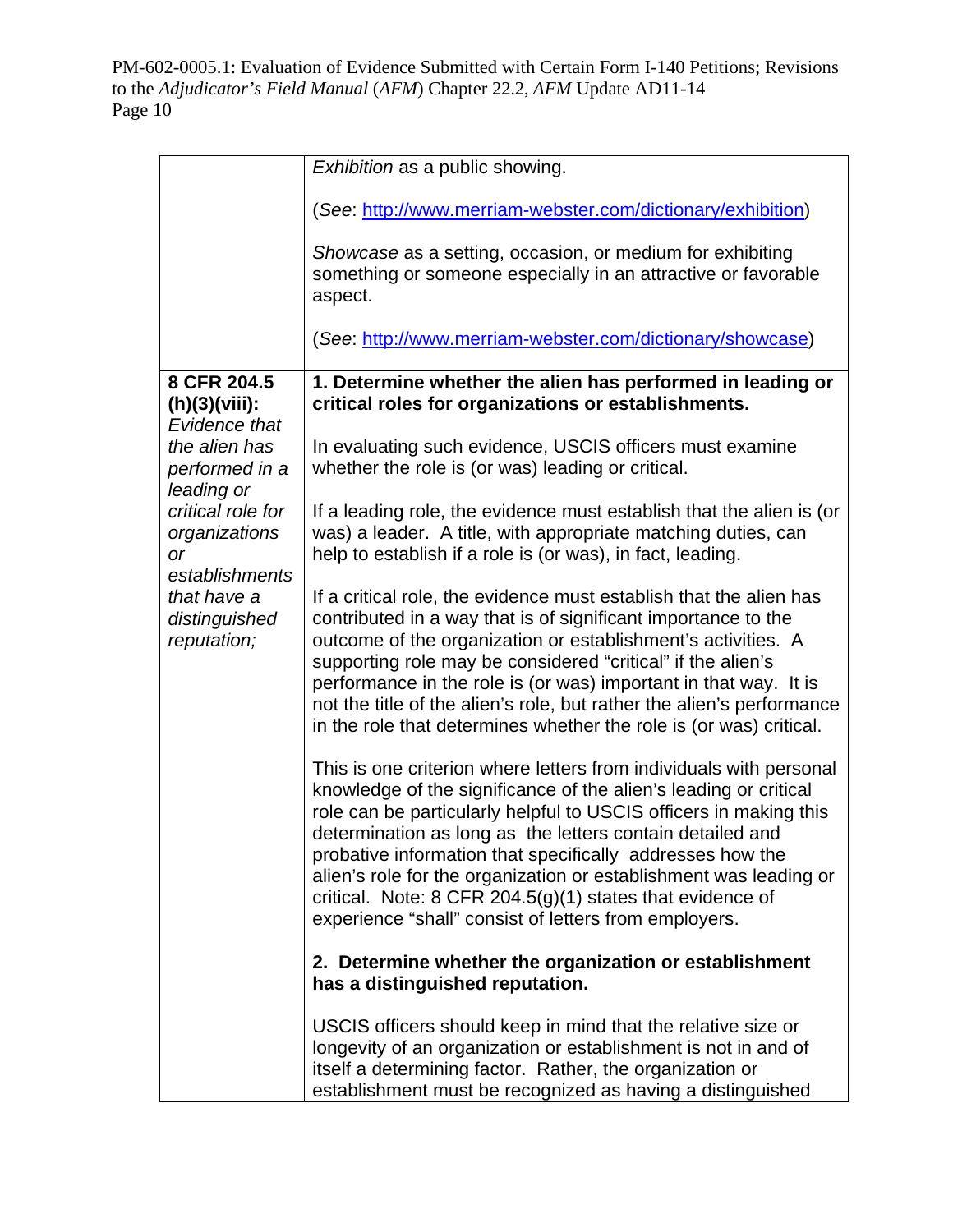| | |
|---|---|
| | *Exhibition* as a public showing.<br><br>(*See*: http://www.merriam-webster.com/dictionary/exhibition)<br><br>*Showcase* as a setting, occasion, or medium for exhibiting something or someone especially in an attractive or favorable aspect.<br><br>(*See*: http://www.merriam-webster.com/dictionary/showcase) |
| **8 CFR 204.5 (h)(3)(viii):** *Evidence that the alien has performed in a leading or critical role for organizations or establishments that have a distinguished reputation;* | **1. Determine whether the alien has performed in leading or critical roles for organizations or establishments.**<br><br>In evaluating such evidence, USCIS officers must examine whether the role is (or was) leading or critical.<br><br>If a leading role, the evidence must establish that the alien is (or was) a leader. A title, with appropriate matching duties, can help to establish if a role is (or was), in fact, leading.<br><br>If a critical role, the evidence must establish that the alien has contributed in a way that is of significant importance to the outcome of the organization or establishment's activities. A supporting role may be considered "critical" if the alien's performance in the role is (or was) important in that way. It is not the title of the alien's role, but rather the alien's performance in the role that determines whether the role is (or was) critical.<br><br>This is one criterion where letters from individuals with personal knowledge of the significance of the alien's leading or critical role can be particularly helpful to USCIS officers in making this determination as long as the letters contain detailed and probative information that specifically addresses how the alien's role for the organization or establishment was leading or critical. Note: 8 CFR 204.5(g)(1) states that evidence of experience "shall" consist of letters from employers.<br><br>**2. Determine whether the organization or establishment has a distinguished reputation.**<br><br>USCIS officers should keep in mind that the relative size or longevity of an organization or establishment is not in and of itself a determining factor. Rather, the organization or establishment must be recognized as having a distinguished |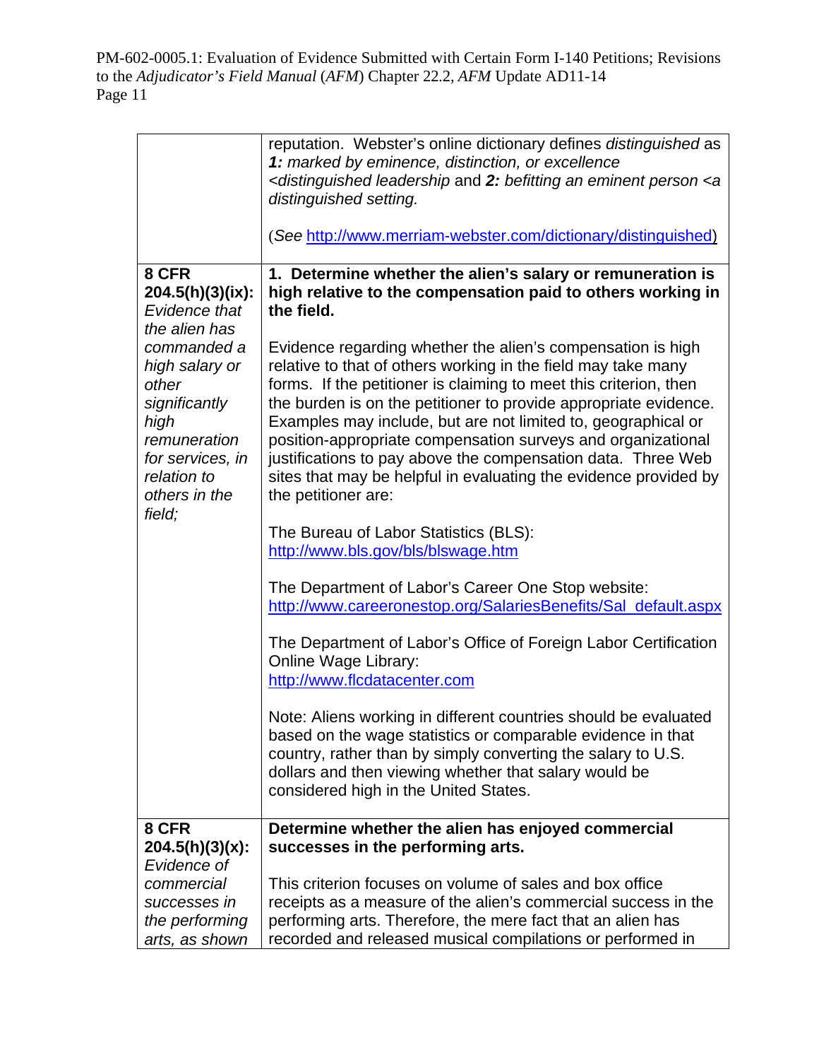| | |
|---|---|
| | reputation. Webster's online dictionary defines *distinguished* as ***1:*** *marked by eminence, distinction, or excellence <distinguished leadership* and ***2:*** *befitting an eminent person <a distinguished setting.*<br><br>(*See* http://www.merriam-webster.com/dictionary/distinguished) |
| **8 CFR 204.5(h)(3)(ix):** *Evidence that the alien has commanded a high salary or other significantly high remuneration for services, in relation to others in the field;* | **1. Determine whether the alien's salary or remuneration is high relative to the compensation paid to others working in the field.**<br><br>Evidence regarding whether the alien's compensation is high relative to that of others working in the field may take many forms. If the petitioner is claiming to meet this criterion, then the burden is on the petitioner to provide appropriate evidence. Examples may include, but are not limited to, geographical or position-appropriate compensation surveys and organizational justifications to pay above the compensation data. Three Web sites that may be helpful in evaluating the evidence provided by the petitioner are:<br><br>The Bureau of Labor Statistics (BLS): http://www.bls.gov/bls/blswage.htm<br><br>The Department of Labor's Career One Stop website: http://www.careeronestop.org/SalariesBenefits/Sal_default.aspx<br><br>The Department of Labor's Office of Foreign Labor Certification Online Wage Library: http://www.flcdatacenter.com<br><br>Note: Aliens working in different countries should be evaluated based on the wage statistics or comparable evidence in that country, rather than by simply converting the salary to U.S. dollars and then viewing whether that salary would be considered high in the United States. |
| **8 CFR 204.5(h)(3)(x):** *Evidence of commercial successes in the performing arts, as shown* | **Determine whether the alien has enjoyed commercial successes in the performing arts.**<br><br>This criterion focuses on volume of sales and box office receipts as a measure of the alien's commercial success in the performing arts. Therefore, the mere fact that an alien has recorded and released musical compilations or performed in |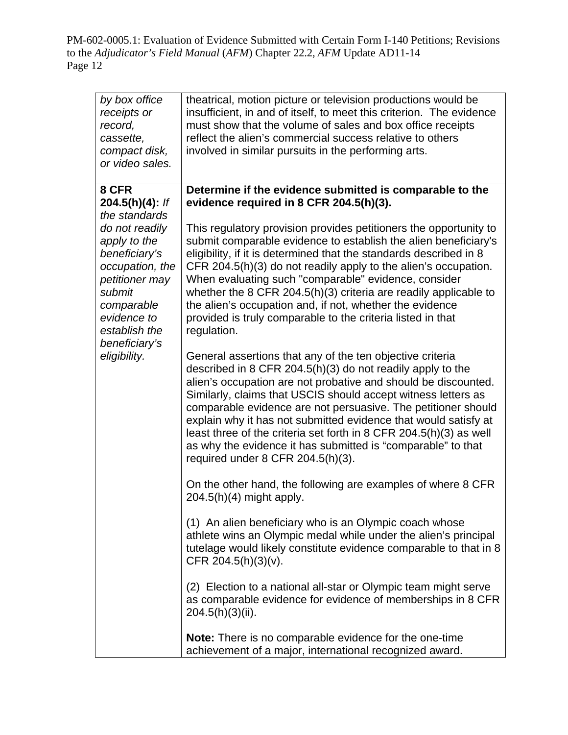| | |
|---|---|
| *by box office receipts or record, cassette, compact disk, or video sales.* | theatrical, motion picture or television productions would be insufficient, in and of itself, to meet this criterion. The evidence must show that the volume of sales and box office receipts reflect the alien's commercial success relative to others involved in similar pursuits in the performing arts. |
| **8 CFR 204.5(h)(4):** *If the standards do not readily apply to the beneficiary's occupation, the petitioner may submit comparable evidence to establish the beneficiary's eligibility.* | **Determine if the evidence submitted is comparable to the evidence required in 8 CFR 204.5(h)(3).**<br><br>This regulatory provision provides petitioners the opportunity to submit comparable evidence to establish the alien beneficiary's eligibility, if it is determined that the standards described in 8 CFR 204.5(h)(3) do not readily apply to the alien's occupation. When evaluating such "comparable" evidence, consider whether the 8 CFR 204.5(h)(3) criteria are readily applicable to the alien's occupation and, if not, whether the evidence provided is truly comparable to the criteria listed in that regulation.<br><br>General assertions that any of the ten objective criteria described in 8 CFR 204.5(h)(3) do not readily apply to the alien's occupation are not probative and should be discounted. Similarly, claims that USCIS should accept witness letters as comparable evidence are not persuasive. The petitioner should explain why it has not submitted evidence that would satisfy at least three of the criteria set forth in 8 CFR 204.5(h)(3) as well as why the evidence it has submitted is "comparable" to that required under 8 CFR 204.5(h)(3).<br><br>On the other hand, the following are examples of where 8 CFR 204.5(h)(4) might apply.<br><br>(1) An alien beneficiary who is an Olympic coach whose athlete wins an Olympic medal while under the alien's principal tutelage would likely constitute evidence comparable to that in 8 CFR 204.5(h)(3)(v).<br><br>(2) Election to a national all-star or Olympic team might serve as comparable evidence for evidence of memberships in 8 CFR 204.5(h)(3)(ii).<br><br>**Note:** There is no comparable evidence for the one-time achievement of a major, international recognized award. |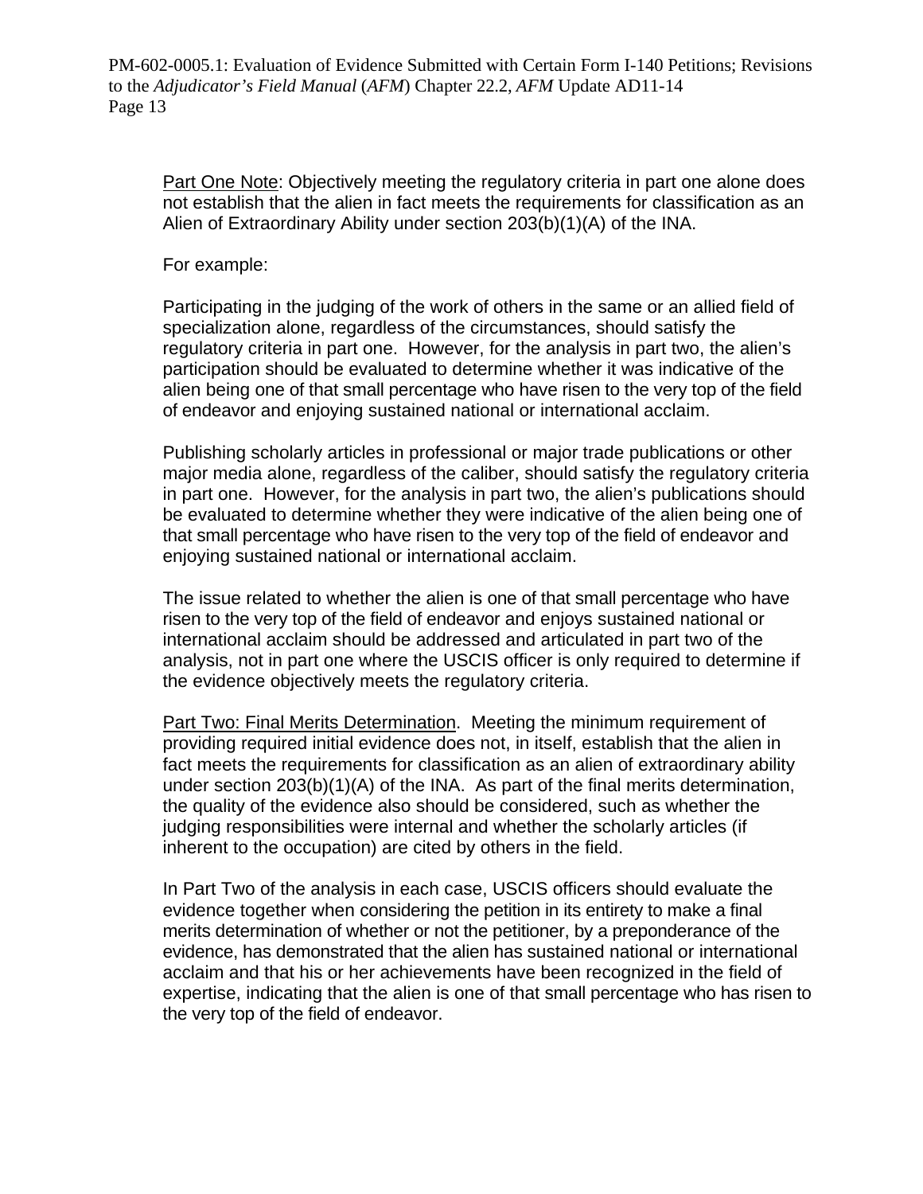Part One Note: Objectively meeting the regulatory criteria in part one alone does not establish that the alien in fact meets the requirements for classification as an Alien of Extraordinary Ability under section 203(b)(1)(A) of the INA.

For example:

Participating in the judging of the work of others in the same or an allied field of specialization alone, regardless of the circumstances, should satisfy the regulatory criteria in part one. However, for the analysis in part two, the alien's participation should be evaluated to determine whether it was indicative of the alien being one of that small percentage who have risen to the very top of the field of endeavor and enjoying sustained national or international acclaim.

Publishing scholarly articles in professional or major trade publications or other major media alone, regardless of the caliber, should satisfy the regulatory criteria in part one. However, for the analysis in part two, the alien's publications should be evaluated to determine whether they were indicative of the alien being one of that small percentage who have risen to the very top of the field of endeavor and enjoying sustained national or international acclaim.

The issue related to whether the alien is one of that small percentage who have risen to the very top of the field of endeavor and enjoys sustained national or international acclaim should be addressed and articulated in part two of the analysis, not in part one where the USCIS officer is only required to determine if the evidence objectively meets the regulatory criteria.

Part Two: Final Merits Determination. Meeting the minimum requirement of providing required initial evidence does not, in itself, establish that the alien in fact meets the requirements for classification as an alien of extraordinary ability under section 203(b)(1)(A) of the INA. As part of the final merits determination, the quality of the evidence also should be considered, such as whether the judging responsibilities were internal and whether the scholarly articles (if inherent to the occupation) are cited by others in the field.

In Part Two of the analysis in each case, USCIS officers should evaluate the evidence together when considering the petition in its entirety to make a final merits determination of whether or not the petitioner, by a preponderance of the evidence, has demonstrated that the alien has sustained national or international acclaim and that his or her achievements have been recognized in the field of expertise, indicating that the alien is one of that small percentage who has risen to the very top of the field of endeavor.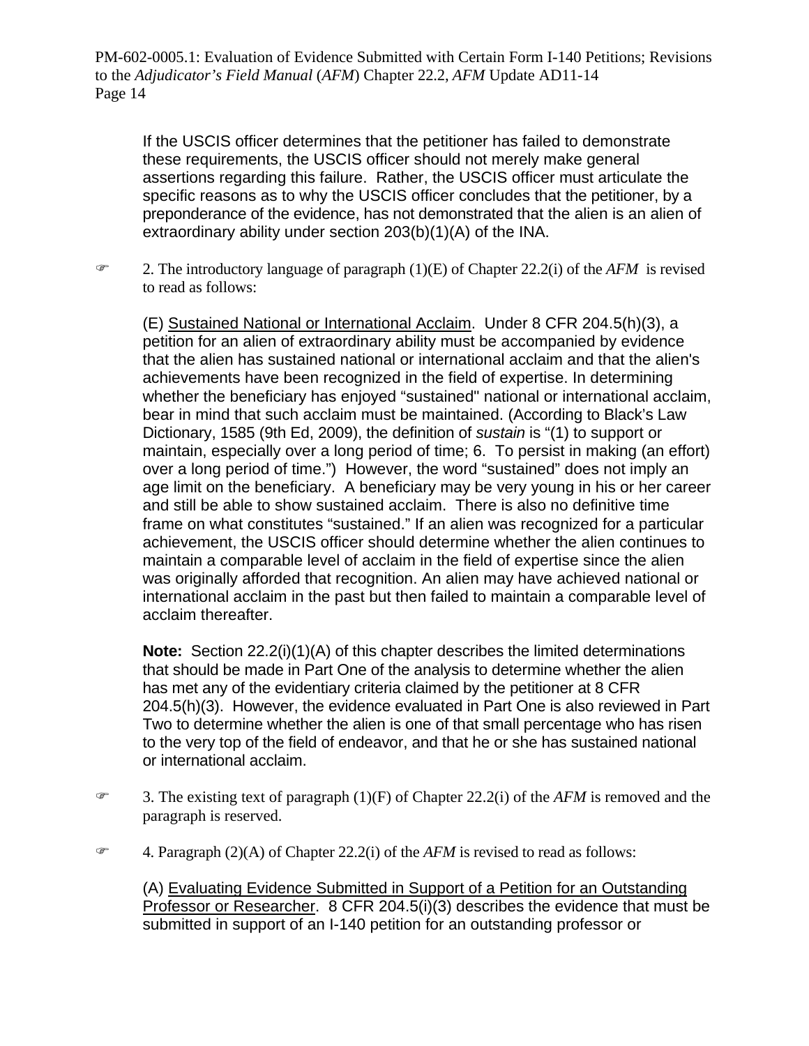If the USCIS officer determines that the petitioner has failed to demonstrate these requirements, the USCIS officer should not merely make general assertions regarding this failure. Rather, the USCIS officer must articulate the specific reasons as to why the USCIS officer concludes that the petitioner, by a preponderance of the evidence, has not demonstrated that the alien is an alien of extraordinary ability under section 203(b)(1)(A) of the INA.

☞ 2. The introductory language of paragraph (1)(E) of Chapter 22.2(i) of the *AFM* is revised to read as follows:

(E) Sustained National or International Acclaim. Under 8 CFR 204.5(h)(3), a petition for an alien of extraordinary ability must be accompanied by evidence that the alien has sustained national or international acclaim and that the alien's achievements have been recognized in the field of expertise. In determining whether the beneficiary has enjoyed "sustained" national or international acclaim, bear in mind that such acclaim must be maintained. (According to Black's Law Dictionary, 1585 (9th Ed, 2009), the definition of *sustain* is "(1) to support or maintain, especially over a long period of time; 6. To persist in making (an effort) over a long period of time.") However, the word "sustained" does not imply an age limit on the beneficiary. A beneficiary may be very young in his or her career and still be able to show sustained acclaim. There is also no definitive time frame on what constitutes "sustained." If an alien was recognized for a particular achievement, the USCIS officer should determine whether the alien continues to maintain a comparable level of acclaim in the field of expertise since the alien was originally afforded that recognition. An alien may have achieved national or international acclaim in the past but then failed to maintain a comparable level of acclaim thereafter.

**Note:** Section 22.2(i)(1)(A) of this chapter describes the limited determinations that should be made in Part One of the analysis to determine whether the alien has met any of the evidentiary criteria claimed by the petitioner at 8 CFR 204.5(h)(3). However, the evidence evaluated in Part One is also reviewed in Part Two to determine whether the alien is one of that small percentage who has risen to the very top of the field of endeavor, and that he or she has sustained national or international acclaim.

☞ 3. The existing text of paragraph (1)(F) of Chapter 22.2(i) of the *AFM* is removed and the paragraph is reserved.

☞ 4. Paragraph (2)(A) of Chapter 22.2(i) of the *AFM* is revised to read as follows:

(A) Evaluating Evidence Submitted in Support of a Petition for an Outstanding Professor or Researcher. 8 CFR 204.5(i)(3) describes the evidence that must be submitted in support of an I-140 petition for an outstanding professor or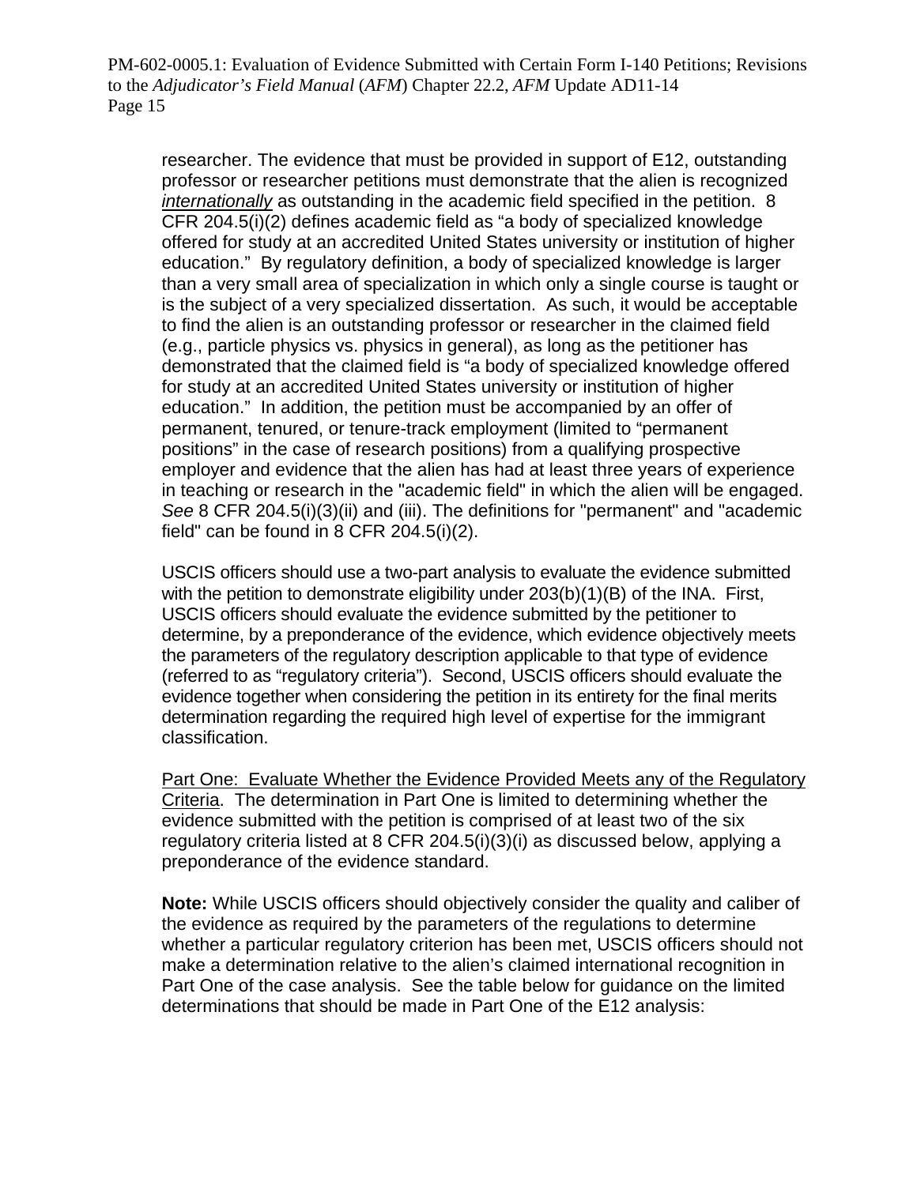researcher. The evidence that must be provided in support of E12, outstanding professor or researcher petitions must demonstrate that the alien is recognized *internationally* as outstanding in the academic field specified in the petition. 8 CFR 204.5(i)(2) defines academic field as “a body of specialized knowledge offered for study at an accredited United States university or institution of higher education.” By regulatory definition, a body of specialized knowledge is larger than a very small area of specialization in which only a single course is taught or is the subject of a very specialized dissertation. As such, it would be acceptable to find the alien is an outstanding professor or researcher in the claimed field (e.g., particle physics vs. physics in general), as long as the petitioner has demonstrated that the claimed field is “a body of specialized knowledge offered for study at an accredited United States university or institution of higher education.” In addition, the petition must be accompanied by an offer of permanent, tenured, or tenure-track employment (limited to “permanent positions” in the case of research positions) from a qualifying prospective employer and evidence that the alien has had at least three years of experience in teaching or research in the "academic field" in which the alien will be engaged. *See* 8 CFR 204.5(i)(3)(ii) and (iii). The definitions for "permanent" and "academic field" can be found in 8 CFR 204.5(i)(2).

USCIS officers should use a two-part analysis to evaluate the evidence submitted with the petition to demonstrate eligibility under 203(b)(1)(B) of the INA. First, USCIS officers should evaluate the evidence submitted by the petitioner to determine, by a preponderance of the evidence, which evidence objectively meets the parameters of the regulatory description applicable to that type of evidence (referred to as “regulatory criteria”). Second, USCIS officers should evaluate the evidence together when considering the petition in its entirety for the final merits determination regarding the required high level of expertise for the immigrant classification.

Part One: Evaluate Whether the Evidence Provided Meets any of the Regulatory Criteria. The determination in Part One is limited to determining whether the evidence submitted with the petition is comprised of at least two of the six regulatory criteria listed at 8 CFR 204.5(i)(3)(i) as discussed below, applying a preponderance of the evidence standard.

**Note:** While USCIS officers should objectively consider the quality and caliber of the evidence as required by the parameters of the regulations to determine whether a particular regulatory criterion has been met, USCIS officers should not make a determination relative to the alien’s claimed international recognition in Part One of the case analysis. See the table below for guidance on the limited determinations that should be made in Part One of the E12 analysis: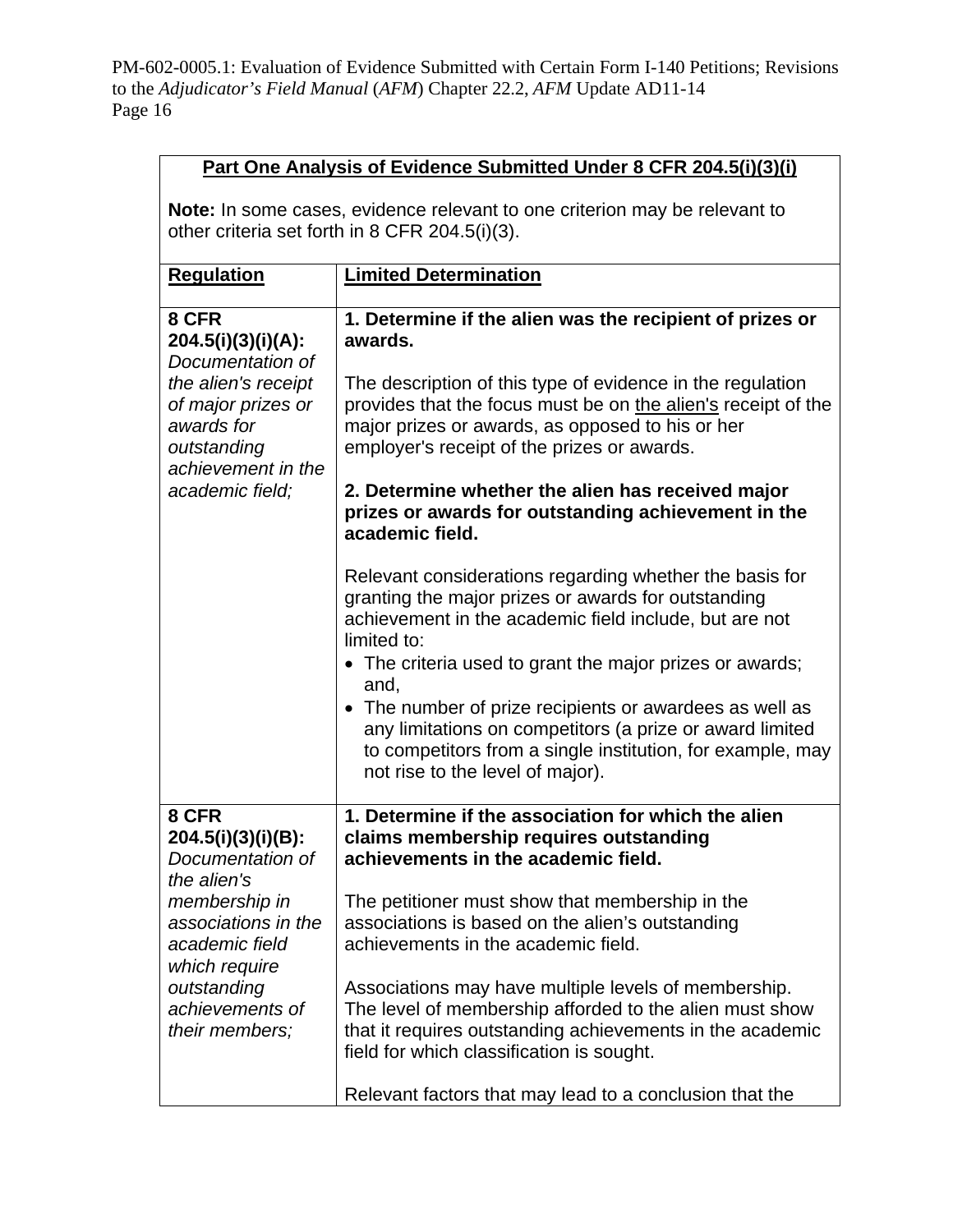**Part One Analysis of Evidence Submitted Under 8 CFR 204.5(i)(3)(i)**

**Note:** In some cases, evidence relevant to one criterion may be relevant to other criteria set forth in 8 CFR 204.5(i)(3).

| **Regulation** | **Limited Determination** |
| --- | --- |
| **8 CFR 204.5(i)(3)(i)(A):** *Documentation of the alien's receipt of major prizes or awards for outstanding achievement in the academic field;* | **1. Determine if the alien was the recipient of prizes or awards.**<br><br>The description of this type of evidence in the regulation provides that the focus must be on the alien's receipt of the major prizes or awards, as opposed to his or her employer's receipt of the prizes or awards.<br><br>**2. Determine whether the alien has received major prizes or awards for outstanding achievement in the academic field.**<br><br>Relevant considerations regarding whether the basis for granting the major prizes or awards for outstanding achievement in the academic field include, but are not limited to:<br>• The criteria used to grant the major prizes or awards; and,<br>• The number of prize recipients or awardees as well as any limitations on competitors (a prize or award limited to competitors from a single institution, for example, may not rise to the level of major). |
| **8 CFR 204.5(i)(3)(i)(B):** *Documentation of the alien's membership in associations in the academic field which require outstanding achievements of their members;* | **1. Determine if the association for which the alien claims membership requires outstanding achievements in the academic field.**<br><br>The petitioner must show that membership in the associations is based on the alien's outstanding achievements in the academic field.<br><br>Associations may have multiple levels of membership. The level of membership afforded to the alien must show that it requires outstanding achievements in the academic field for which classification is sought.<br><br>Relevant factors that may lead to a conclusion that the |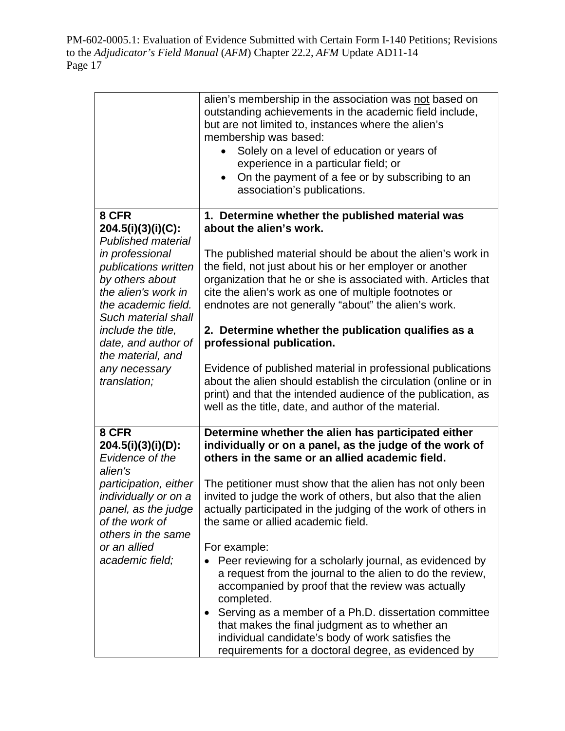| | |
|---|---|
| | alien's membership in the association was not based on outstanding achievements in the academic field include, but are not limited to, instances where the alien's membership was based:<br>• Solely on a level of education or years of experience in a particular field; or<br>• On the payment of a fee or by subscribing to an association's publications. |
| **8 CFR 204.5(i)(3)(i)(C):** *Published material in professional publications written by others about the alien's work in the academic field. Such material shall include the title, date, and author of the material, and any necessary translation;* | **1. Determine whether the published material was about the alien's work.**<br><br>The published material should be about the alien's work in the field, not just about his or her employer or another organization that he or she is associated with. Articles that cite the alien's work as one of multiple footnotes or endnotes are not generally "about" the alien's work.<br><br>**2. Determine whether the publication qualifies as a professional publication.**<br><br>Evidence of published material in professional publications about the alien should establish the circulation (online or in print) and that the intended audience of the publication, as well as the title, date, and author of the material. |
| **8 CFR 204.5(i)(3)(i)(D):** *Evidence of the alien's participation, either individually or on a panel, as the judge of the work of others in the same or an allied academic field;* | **Determine whether the alien has participated either individually or on a panel, as the judge of the work of others in the same or an allied academic field.**<br><br>The petitioner must show that the alien has not only been invited to judge the work of others, but also that the alien actually participated in the judging of the work of others in the same or allied academic field.<br><br>For example:<br>• Peer reviewing for a scholarly journal, as evidenced by a request from the journal to the alien to do the review, accompanied by proof that the review was actually completed.<br>• Serving as a member of a Ph.D. dissertation committee that makes the final judgment as to whether an individual candidate's body of work satisfies the requirements for a doctoral degree, as evidenced by |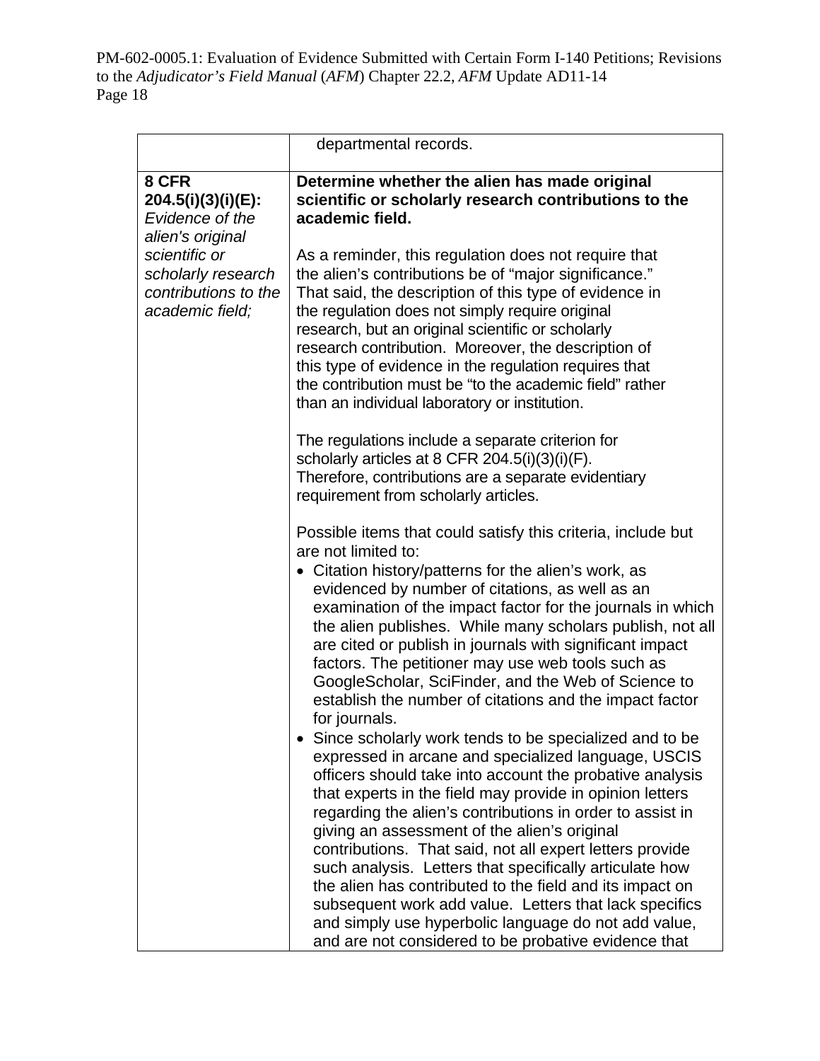| | |
|---|---|
| | departmental records. |
| **8 CFR 204.5(i)(3)(i)(E):** *Evidence of the alien's original scientific or scholarly research contributions to the academic field;* | **Determine whether the alien has made original scientific or scholarly research contributions to the academic field.**<br><br>As a reminder, this regulation does not require that the alien's contributions be of "major significance." That said, the description of this type of evidence in the regulation does not simply require original research, but an original scientific or scholarly research contribution. Moreover, the description of this type of evidence in the regulation requires that the contribution must be "to the academic field" rather than an individual laboratory or institution.<br><br>The regulations include a separate criterion for scholarly articles at 8 CFR 204.5(i)(3)(i)(F). Therefore, contributions are a separate evidentiary requirement from scholarly articles.<br><br>Possible items that could satisfy this criteria, include but are not limited to:<br>• Citation history/patterns for the alien's work, as evidenced by number of citations, as well as an examination of the impact factor for the journals in which the alien publishes. While many scholars publish, not all are cited or publish in journals with significant impact factors. The petitioner may use web tools such as GoogleScholar, SciFinder, and the Web of Science to establish the number of citations and the impact factor for journals.<br>• Since scholarly work tends to be specialized and to be expressed in arcane and specialized language, USCIS officers should take into account the probative analysis that experts in the field may provide in opinion letters regarding the alien's contributions in order to assist in giving an assessment of the alien's original contributions. That said, not all expert letters provide such analysis. Letters that specifically articulate how the alien has contributed to the field and its impact on subsequent work add value. Letters that lack specifics and simply use hyperbolic language do not add value, and are not considered to be probative evidence that |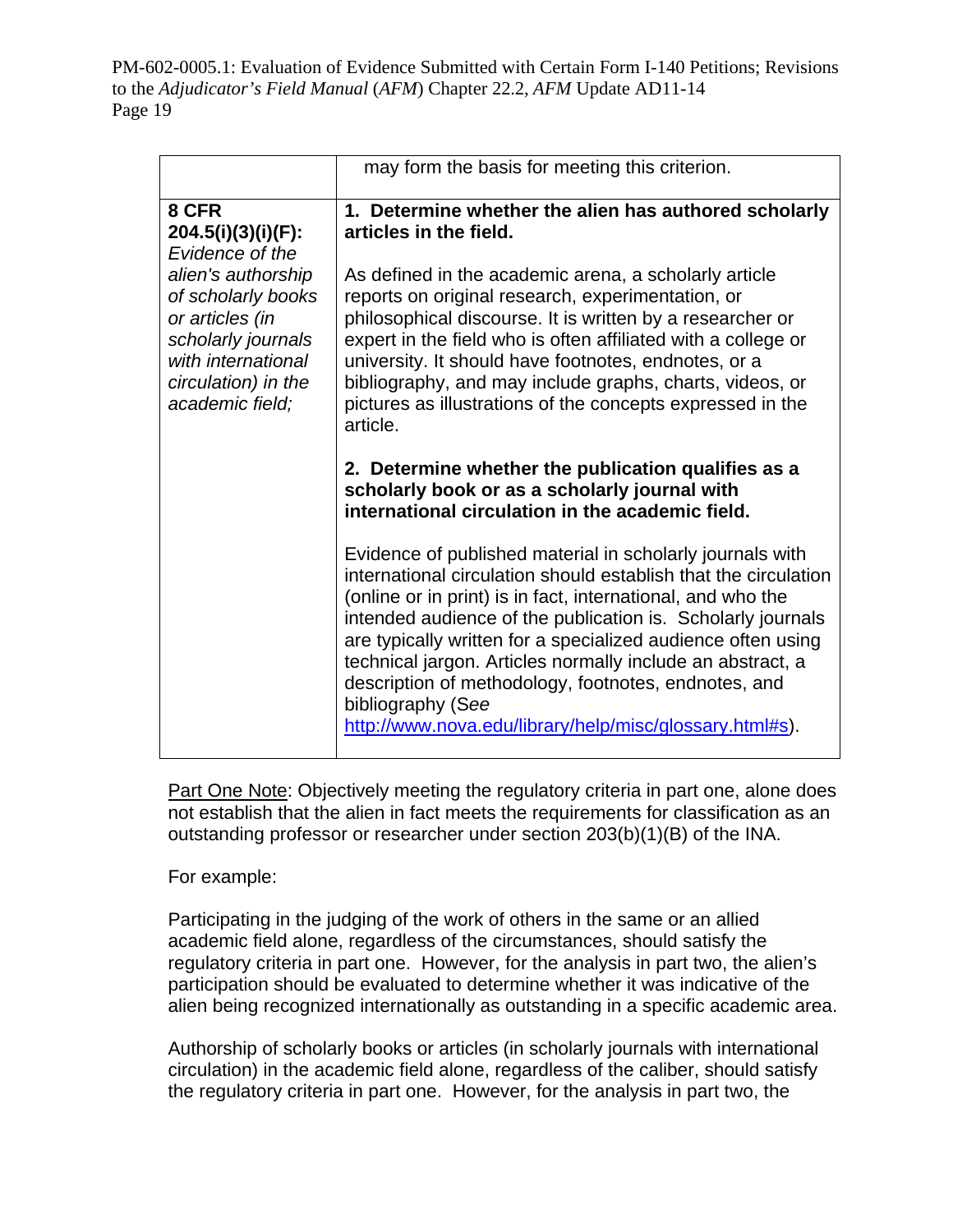| | |
|---|---|
| | may form the basis for meeting this criterion. |
| **8 CFR 204.5(i)(3)(i)(F):** *Evidence of the alien's authorship of scholarly books or articles (in scholarly journals with international circulation) in the academic field;* | **1. Determine whether the alien has authored scholarly articles in the field.**<br><br>As defined in the academic arena, a scholarly article reports on original research, experimentation, or philosophical discourse. It is written by a researcher or expert in the field who is often affiliated with a college or university. It should have footnotes, endnotes, or a bibliography, and may include graphs, charts, videos, or pictures as illustrations of the concepts expressed in the article.<br><br>**2. Determine whether the publication qualifies as a scholarly book or as a scholarly journal with international circulation in the academic field.**<br><br>Evidence of published material in scholarly journals with international circulation should establish that the circulation (online or in print) is in fact, international, and who the intended audience of the publication is. Scholarly journals are typically written for a specialized audience often using technical jargon. Articles normally include an abstract, a description of methodology, footnotes, endnotes, and bibliography (*See* http://www.nova.edu/library/help/misc/glossary.html#s). |

Part One Note: Objectively meeting the regulatory criteria in part one, alone does not establish that the alien in fact meets the requirements for classification as an outstanding professor or researcher under section 203(b)(1)(B) of the INA.

For example:

Participating in the judging of the work of others in the same or an allied academic field alone, regardless of the circumstances, should satisfy the regulatory criteria in part one. However, for the analysis in part two, the alien's participation should be evaluated to determine whether it was indicative of the alien being recognized internationally as outstanding in a specific academic area.

Authorship of scholarly books or articles (in scholarly journals with international circulation) in the academic field alone, regardless of the caliber, should satisfy the regulatory criteria in part one. However, for the analysis in part two, the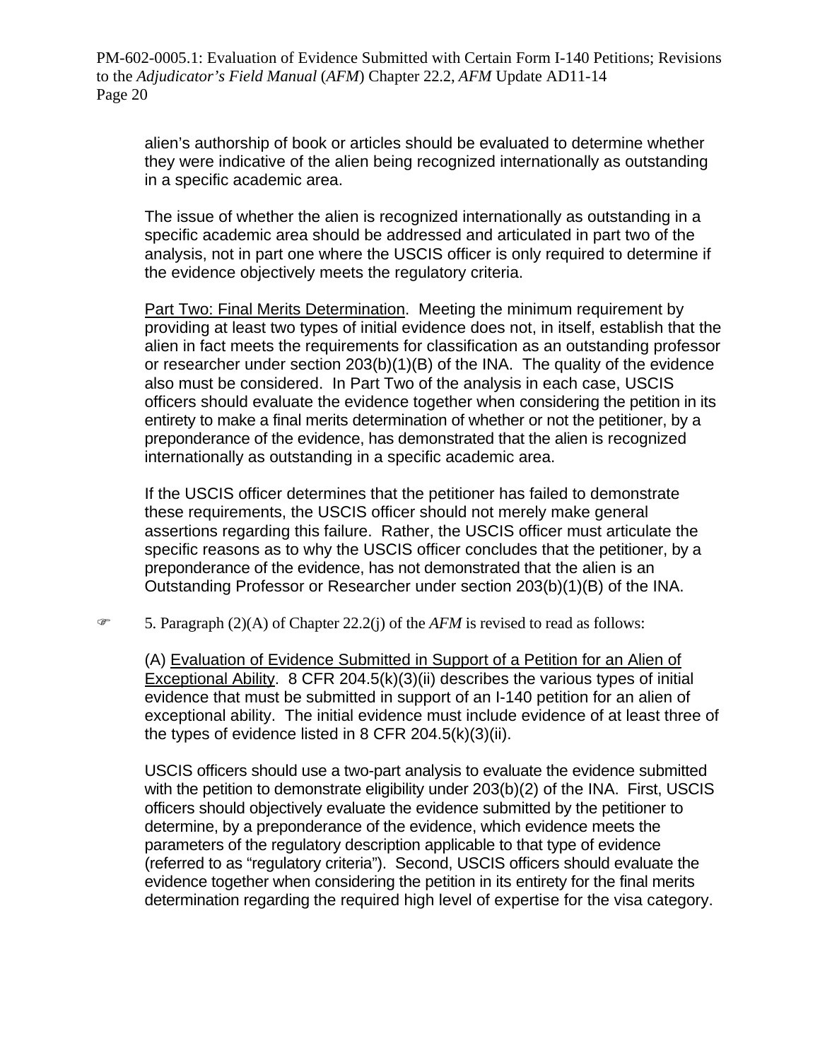alien's authorship of book or articles should be evaluated to determine whether they were indicative of the alien being recognized internationally as outstanding in a specific academic area.

The issue of whether the alien is recognized internationally as outstanding in a specific academic area should be addressed and articulated in part two of the analysis, not in part one where the USCIS officer is only required to determine if the evidence objectively meets the regulatory criteria.

Part Two: Final Merits Determination. Meeting the minimum requirement by providing at least two types of initial evidence does not, in itself, establish that the alien in fact meets the requirements for classification as an outstanding professor or researcher under section 203(b)(1)(B) of the INA. The quality of the evidence also must be considered. In Part Two of the analysis in each case, USCIS officers should evaluate the evidence together when considering the petition in its entirety to make a final merits determination of whether or not the petitioner, by a preponderance of the evidence, has demonstrated that the alien is recognized internationally as outstanding in a specific academic area.

If the USCIS officer determines that the petitioner has failed to demonstrate these requirements, the USCIS officer should not merely make general assertions regarding this failure. Rather, the USCIS officer must articulate the specific reasons as to why the USCIS officer concludes that the petitioner, by a preponderance of the evidence, has not demonstrated that the alien is an Outstanding Professor or Researcher under section 203(b)(1)(B) of the INA.

☞ 5. Paragraph (2)(A) of Chapter 22.2(j) of the *AFM* is revised to read as follows:

(A) Evaluation of Evidence Submitted in Support of a Petition for an Alien of Exceptional Ability. 8 CFR 204.5(k)(3)(ii) describes the various types of initial evidence that must be submitted in support of an I-140 petition for an alien of exceptional ability. The initial evidence must include evidence of at least three of the types of evidence listed in 8 CFR 204.5(k)(3)(ii).

USCIS officers should use a two-part analysis to evaluate the evidence submitted with the petition to demonstrate eligibility under 203(b)(2) of the INA. First, USCIS officers should objectively evaluate the evidence submitted by the petitioner to determine, by a preponderance of the evidence, which evidence meets the parameters of the regulatory description applicable to that type of evidence (referred to as "regulatory criteria"). Second, USCIS officers should evaluate the evidence together when considering the petition in its entirety for the final merits determination regarding the required high level of expertise for the visa category.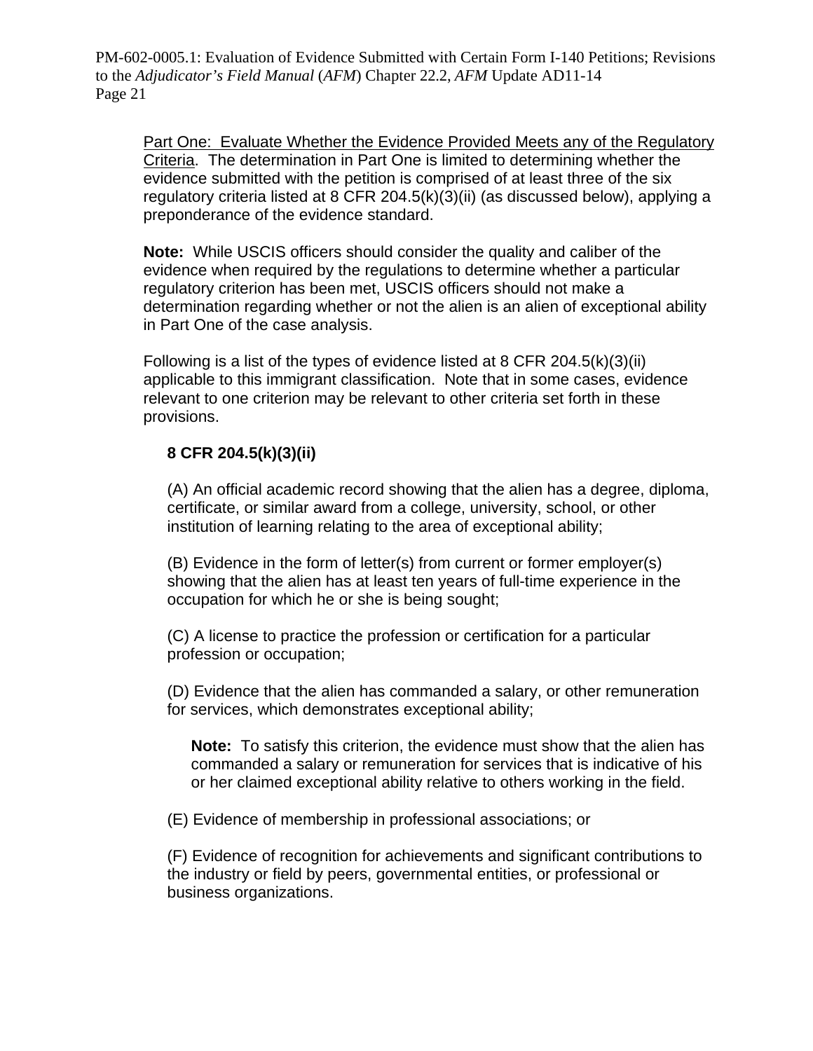<u>Part One: Evaluate Whether the Evidence Provided Meets any of the Regulatory Criteria</u>. The determination in Part One is limited to determining whether the evidence submitted with the petition is comprised of at least three of the six regulatory criteria listed at 8 CFR 204.5(k)(3)(ii) (as discussed below), applying a preponderance of the evidence standard.

**Note:** While USCIS officers should consider the quality and caliber of the evidence when required by the regulations to determine whether a particular regulatory criterion has been met, USCIS officers should not make a determination regarding whether or not the alien is an alien of exceptional ability in Part One of the case analysis.

Following is a list of the types of evidence listed at 8 CFR 204.5(k)(3)(ii) applicable to this immigrant classification. Note that in some cases, evidence relevant to one criterion may be relevant to other criteria set forth in these provisions.

**8 CFR 204.5(k)(3)(ii)**

(A) An official academic record showing that the alien has a degree, diploma, certificate, or similar award from a college, university, school, or other institution of learning relating to the area of exceptional ability;

(B) Evidence in the form of letter(s) from current or former employer(s) showing that the alien has at least ten years of full-time experience in the occupation for which he or she is being sought;

(C) A license to practice the profession or certification for a particular profession or occupation;

(D) Evidence that the alien has commanded a salary, or other remuneration for services, which demonstrates exceptional ability;

> **Note:** To satisfy this criterion, the evidence must show that the alien has commanded a salary or remuneration for services that is indicative of his or her claimed exceptional ability relative to others working in the field.

(E) Evidence of membership in professional associations; or

(F) Evidence of recognition for achievements and significant contributions to the industry or field by peers, governmental entities, or professional or business organizations.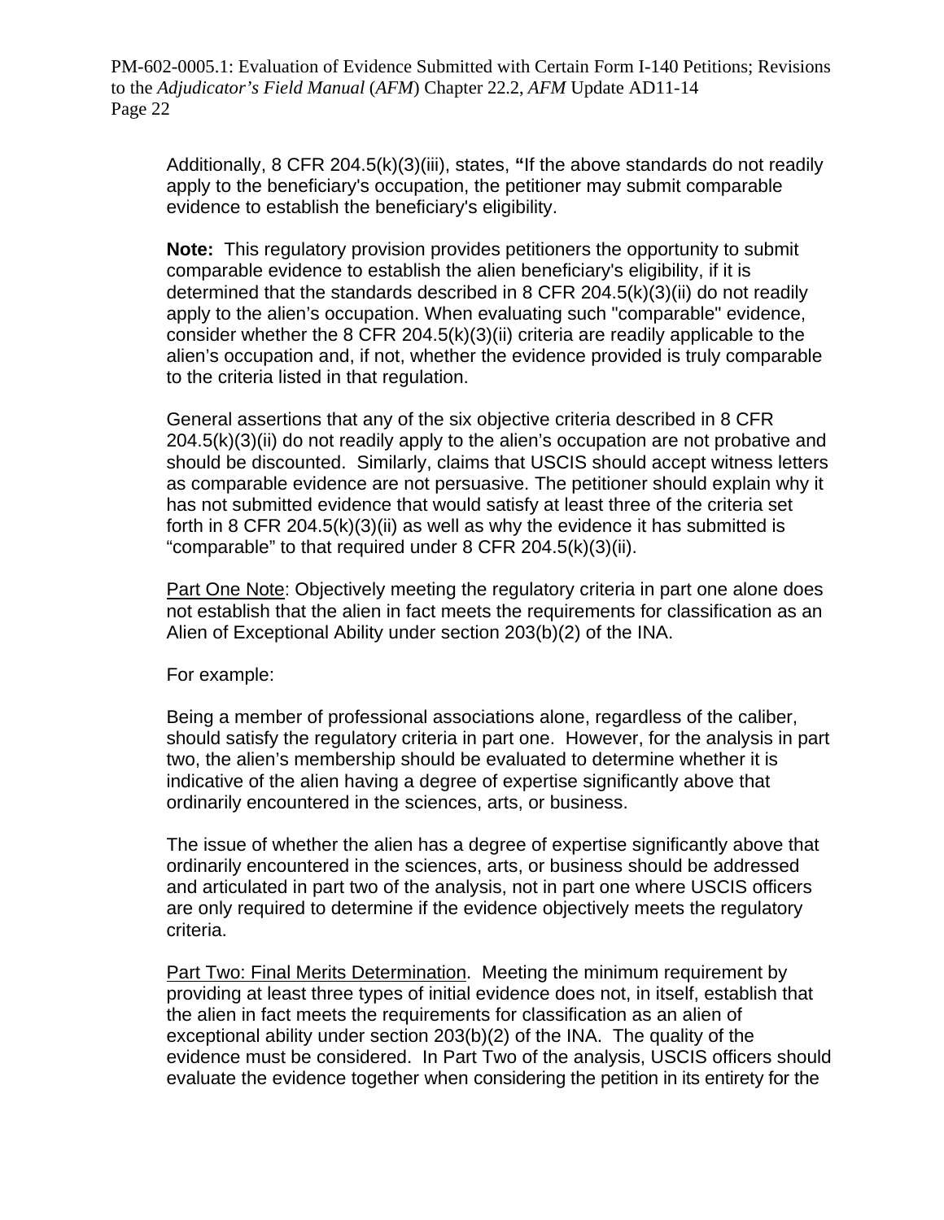Additionally, 8 CFR 204.5(k)(3)(iii), states, **"**If the above standards do not readily apply to the beneficiary's occupation, the petitioner may submit comparable evidence to establish the beneficiary's eligibility.

**Note:** This regulatory provision provides petitioners the opportunity to submit comparable evidence to establish the alien beneficiary's eligibility, if it is determined that the standards described in 8 CFR 204.5(k)(3)(ii) do not readily apply to the alien's occupation. When evaluating such "comparable" evidence, consider whether the 8 CFR 204.5(k)(3)(ii) criteria are readily applicable to the alien's occupation and, if not, whether the evidence provided is truly comparable to the criteria listed in that regulation.

General assertions that any of the six objective criteria described in 8 CFR 204.5(k)(3)(ii) do not readily apply to the alien's occupation are not probative and should be discounted. Similarly, claims that USCIS should accept witness letters as comparable evidence are not persuasive. The petitioner should explain why it has not submitted evidence that would satisfy at least three of the criteria set forth in 8 CFR 204.5(k)(3)(ii) as well as why the evidence it has submitted is "comparable" to that required under 8 CFR 204.5(k)(3)(ii).

<u>Part One Note</u>: Objectively meeting the regulatory criteria in part one alone does not establish that the alien in fact meets the requirements for classification as an Alien of Exceptional Ability under section 203(b)(2) of the INA.

For example:

Being a member of professional associations alone, regardless of the caliber, should satisfy the regulatory criteria in part one. However, for the analysis in part two, the alien's membership should be evaluated to determine whether it is indicative of the alien having a degree of expertise significantly above that ordinarily encountered in the sciences, arts, or business.

The issue of whether the alien has a degree of expertise significantly above that ordinarily encountered in the sciences, arts, or business should be addressed and articulated in part two of the analysis, not in part one where USCIS officers are only required to determine if the evidence objectively meets the regulatory criteria.

<u>Part Two: Final Merits Determination</u>. Meeting the minimum requirement by providing at least three types of initial evidence does not, in itself, establish that the alien in fact meets the requirements for classification as an alien of exceptional ability under section 203(b)(2) of the INA. The quality of the evidence must be considered. In Part Two of the analysis, USCIS officers should evaluate the evidence together when considering the petition in its entirety for the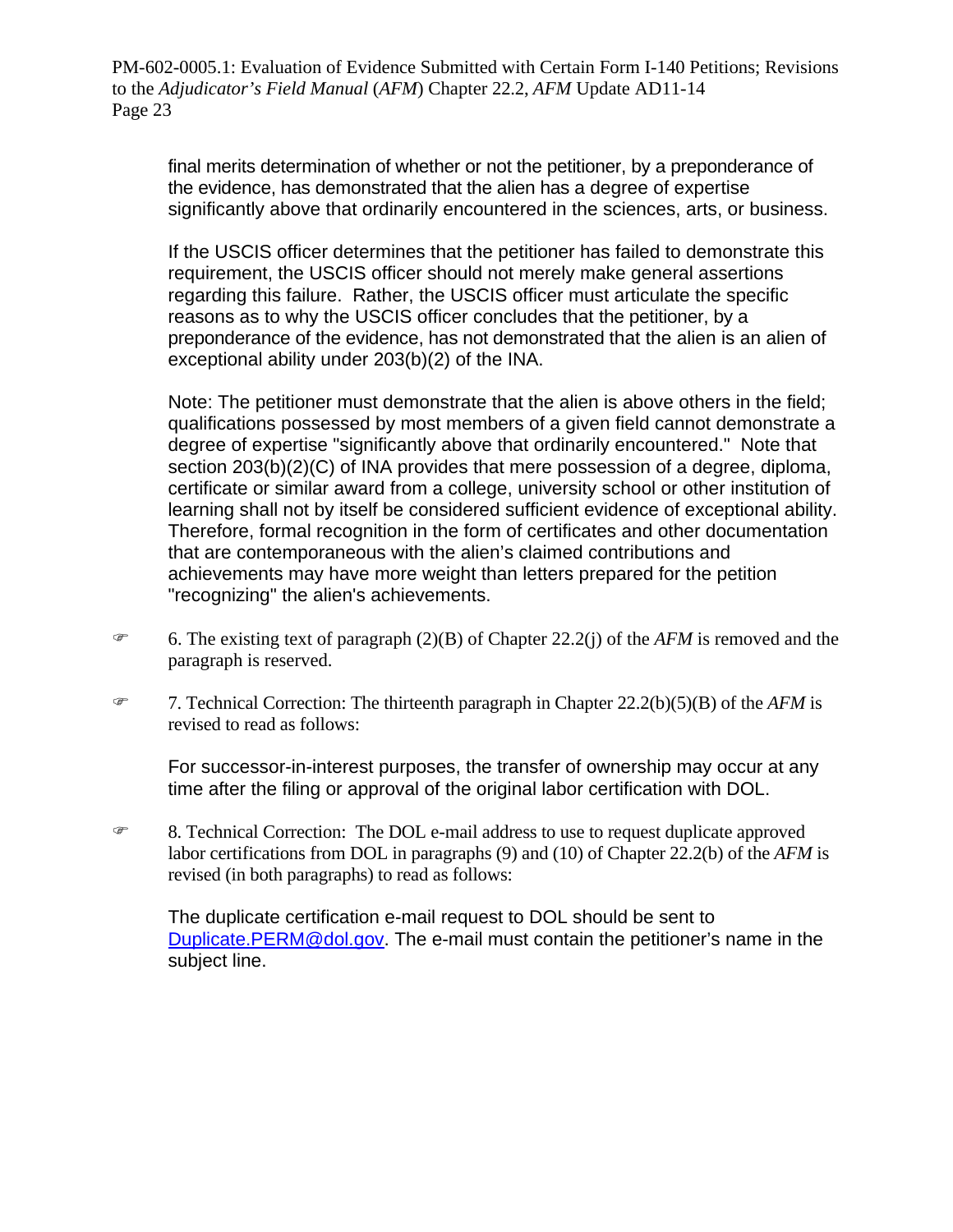final merits determination of whether or not the petitioner, by a preponderance of the evidence, has demonstrated that the alien has a degree of expertise significantly above that ordinarily encountered in the sciences, arts, or business.

If the USCIS officer determines that the petitioner has failed to demonstrate this requirement, the USCIS officer should not merely make general assertions regarding this failure. Rather, the USCIS officer must articulate the specific reasons as to why the USCIS officer concludes that the petitioner, by a preponderance of the evidence, has not demonstrated that the alien is an alien of exceptional ability under 203(b)(2) of the INA.

Note: The petitioner must demonstrate that the alien is above others in the field; qualifications possessed by most members of a given field cannot demonstrate a degree of expertise "significantly above that ordinarily encountered." Note that section 203(b)(2)(C) of INA provides that mere possession of a degree, diploma, certificate or similar award from a college, university school or other institution of learning shall not by itself be considered sufficient evidence of exceptional ability. Therefore, formal recognition in the form of certificates and other documentation that are contemporaneous with the alien's claimed contributions and achievements may have more weight than letters prepared for the petition "recognizing" the alien's achievements.

☞ 6. The existing text of paragraph (2)(B) of Chapter 22.2(j) of the *AFM* is removed and the paragraph is reserved.

☞ 7. Technical Correction: The thirteenth paragraph in Chapter 22.2(b)(5)(B) of the *AFM* is revised to read as follows:

For successor-in-interest purposes, the transfer of ownership may occur at any time after the filing or approval of the original labor certification with DOL.

☞ 8. Technical Correction: The DOL e-mail address to use to request duplicate approved labor certifications from DOL in paragraphs (9) and (10) of Chapter 22.2(b) of the *AFM* is revised (in both paragraphs) to read as follows:

The duplicate certification e-mail request to DOL should be sent to Duplicate.PERM@dol.gov. The e-mail must contain the petitioner's name in the subject line.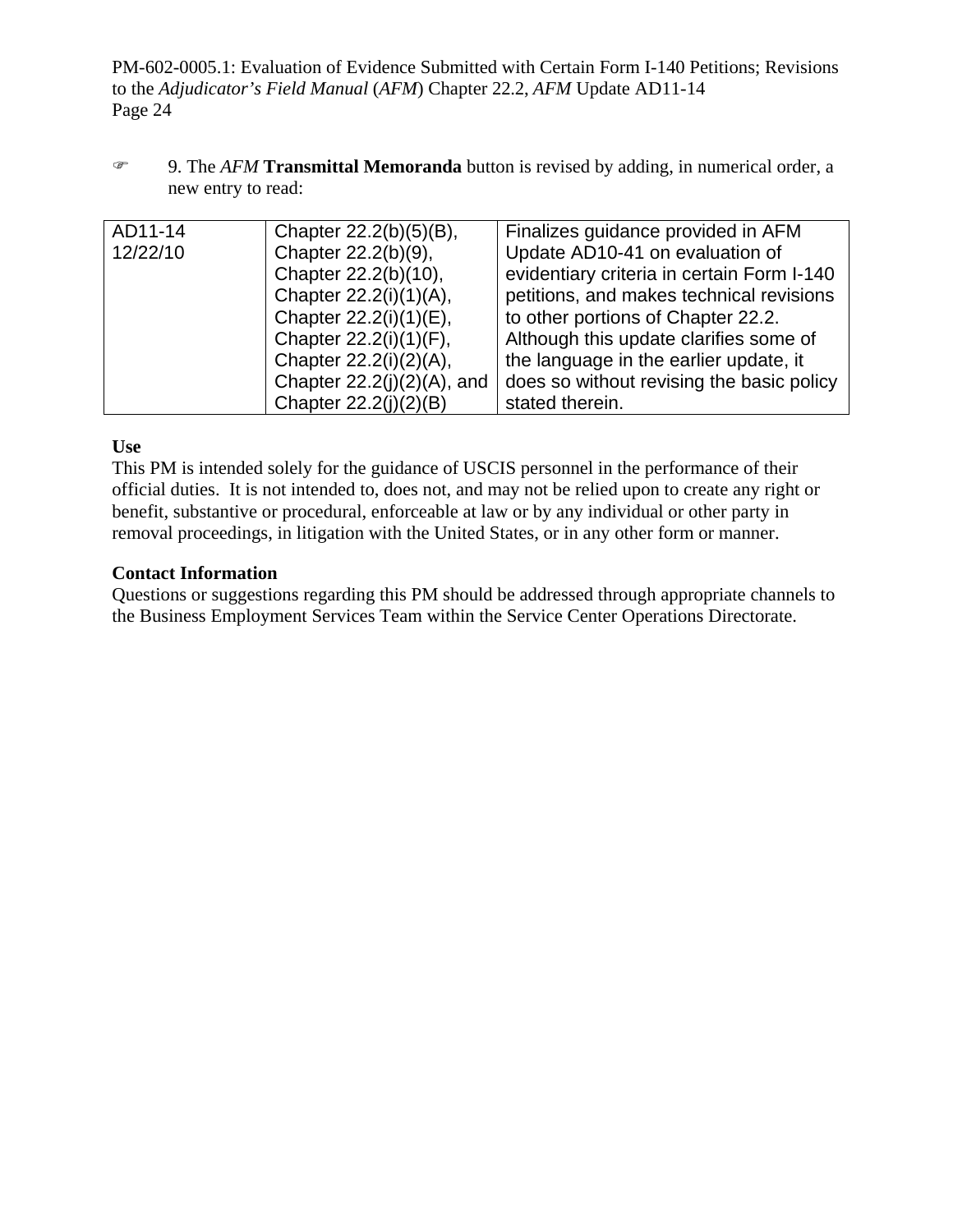☞ 9. The *AFM* **Transmittal Memoranda** button is revised by adding, in numerical order, a new entry to read:

| | | |
|---|---|---|
| AD11-14 12/22/10 | Chapter 22.2(b)(5)(B), Chapter 22.2(b)(9), Chapter 22.2(b)(10), Chapter 22.2(i)(1)(A), Chapter 22.2(i)(1)(E), Chapter 22.2(i)(1)(F), Chapter 22.2(i)(2)(A), Chapter 22.2(j)(2)(A), and Chapter 22.2(j)(2)(B) | Finalizes guidance provided in AFM Update AD10-41 on evaluation of evidentiary criteria in certain Form I-140 petitions, and makes technical revisions to other portions of Chapter 22.2. Although this update clarifies some of the language in the earlier update, it does so without revising the basic policy stated therein. |

**Use**
This PM is intended solely for the guidance of USCIS personnel in the performance of their official duties. It is not intended to, does not, and may not be relied upon to create any right or benefit, substantive or procedural, enforceable at law or by any individual or other party in removal proceedings, in litigation with the United States, or in any other form or manner.

**Contact Information**
Questions or suggestions regarding this PM should be addressed through appropriate channels to the Business Employment Services Team within the Service Center Operations Directorate.